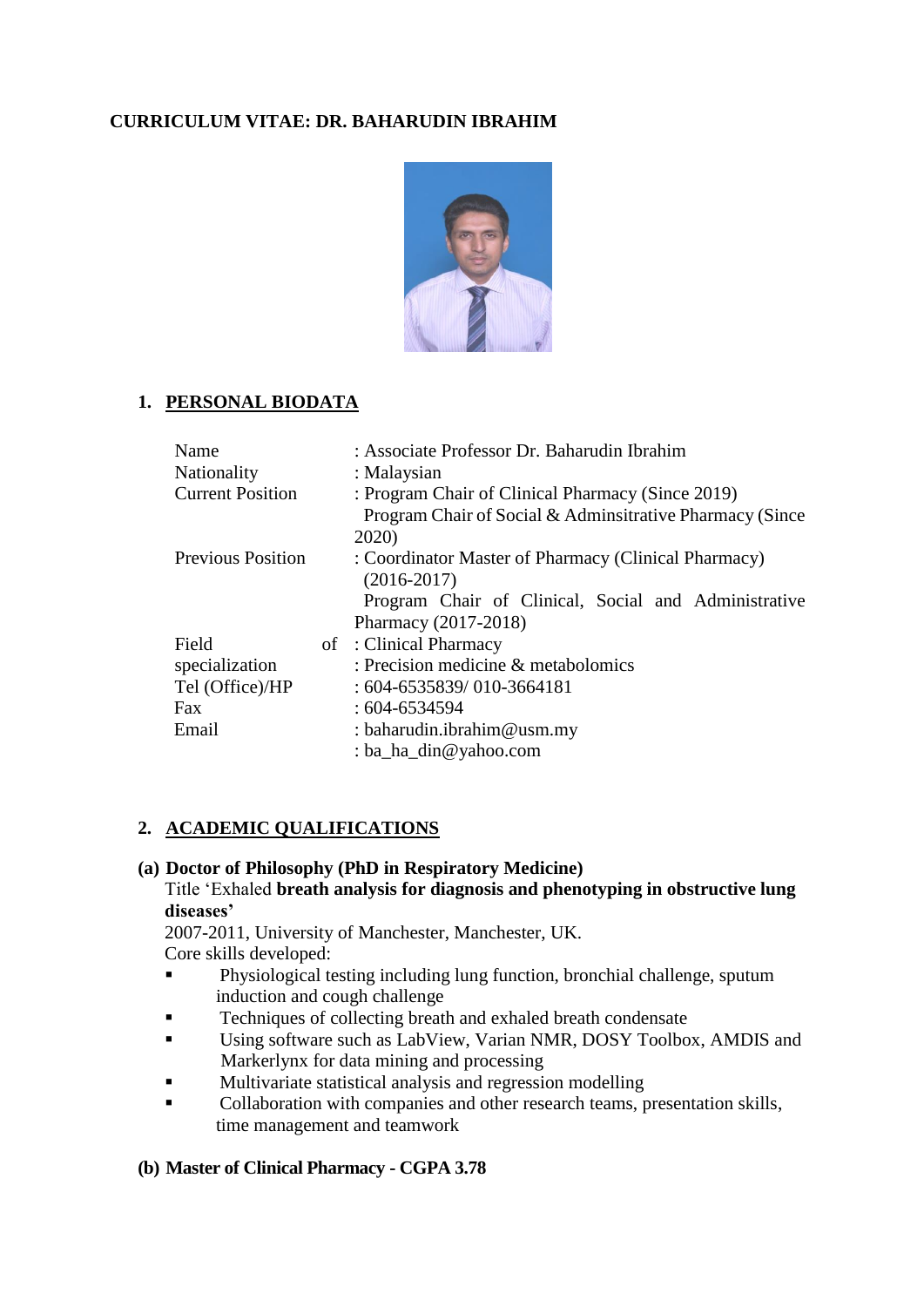**CURRICULUM VITAE: DR. BAHARUDIN IBRAHIM**

## 1. PERSONAL BIODATA

| | |
|---|---|
| Name | : Associate Professor Dr. Baharudin Ibrahim |
| Nationality | : Malaysian |
| Current Position | : Program Chair of Clinical Pharmacy (Since 2019) Program Chair of Social & Adminsitrative Pharmacy (Since 2020) |
| Previous Position | : Coordinator Master of Pharmacy (Clinical Pharmacy) (2016-2017) Program Chair of Clinical, Social and Administrative Pharmacy (2017-2018) |
| Field of specialization | : Clinical Pharmacy |
| | : Precision medicine & metabolomics |
| Tel (Office)/HP | : 604-6535839/ 010-3664181 |
| Fax | : 604-6534594 |
| Email | : baharudin.ibrahim@usm.my |
| | : ba_ha_din@yahoo.com |

## 2. ACADEMIC QUALIFICATIONS

**(a) Doctor of Philosophy (PhD in Respiratory Medicine)**

Title 'Exhaled **breath analysis for diagnosis and phenotyping in obstructive lung diseases'**

2007-2011, University of Manchester, Manchester, UK.

Core skills developed:

- Physiological testing including lung function, bronchial challenge, sputum induction and cough challenge
- Techniques of collecting breath and exhaled breath condensate
- Using software such as LabView, Varian NMR, DOSY Toolbox, AMDIS and Markerlynx for data mining and processing
- Multivariate statistical analysis and regression modelling
- Collaboration with companies and other research teams, presentation skills, time management and teamwork

**(b) Master of Clinical Pharmacy - CGPA 3.78**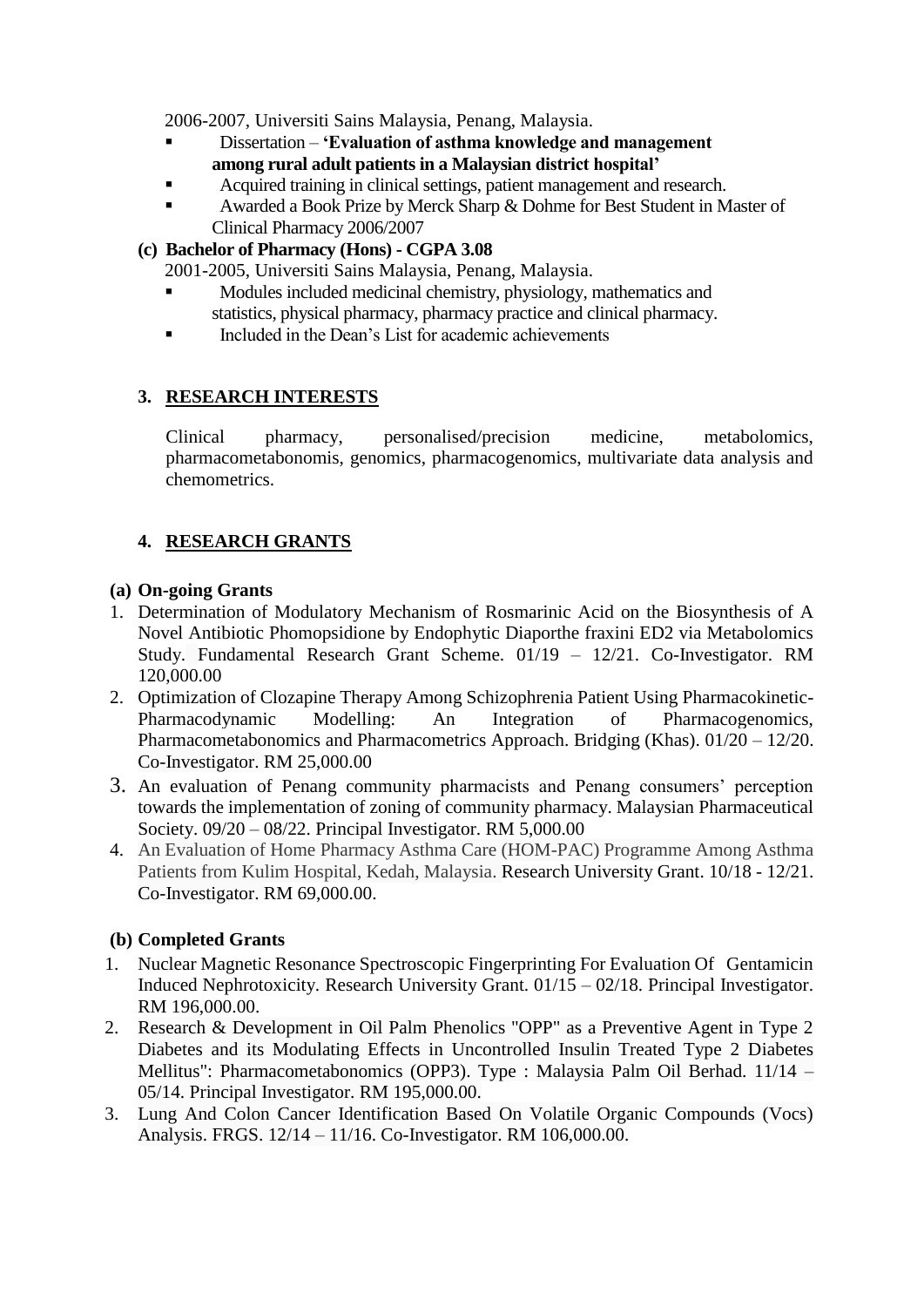2006-2007, Universiti Sains Malaysia, Penang, Malaysia.

- Dissertation – **'Evaluation of asthma knowledge and management among rural adult patients in a Malaysian district hospital'**
- Acquired training in clinical settings, patient management and research.
- Awarded a Book Prize by Merck Sharp & Dohme for Best Student in Master of Clinical Pharmacy 2006/2007

**(c) Bachelor of Pharmacy (Hons) - CGPA 3.08**

2001-2005, Universiti Sains Malaysia, Penang, Malaysia.

- Modules included medicinal chemistry, physiology, mathematics and statistics, physical pharmacy, pharmacy practice and clinical pharmacy.
- Included in the Dean's List for academic achievements

## 3. RESEARCH INTERESTS

Clinical pharmacy, personalised/precision medicine, metabolomics, pharmacometabonomis, genomics, pharmacogenomics, multivariate data analysis and chemometrics.

## 4. RESEARCH GRANTS

**(a) On-going Grants**

1. Determination of Modulatory Mechanism of Rosmarinic Acid on the Biosynthesis of A Novel Antibiotic Phomopsidione by Endophytic Diaporthe fraxini ED2 via Metabolomics Study. Fundamental Research Grant Scheme. 01/19 – 12/21. Co-Investigator. RM 120,000.00
2. Optimization of Clozapine Therapy Among Schizophrenia Patient Using Pharmacokinetic-Pharmacodynamic Modelling: An Integration of Pharmacogenomics, Pharmacometabonomics and Pharmacometrics Approach. Bridging (Khas). 01/20 – 12/20. Co-Investigator. RM 25,000.00
3. An evaluation of Penang community pharmacists and Penang consumers' perception towards the implementation of zoning of community pharmacy. Malaysian Pharmaceutical Society. 09/20 – 08/22. Principal Investigator. RM 5,000.00
4. An Evaluation of Home Pharmacy Asthma Care (HOM-PAC) Programme Among Asthma Patients from Kulim Hospital, Kedah, Malaysia. Research University Grant. 10/18 - 12/21. Co-Investigator. RM 69,000.00.

**(b) Completed Grants**

1. Nuclear Magnetic Resonance Spectroscopic Fingerprinting For Evaluation Of Gentamicin Induced Nephrotoxicity. Research University Grant. 01/15 – 02/18. Principal Investigator. RM 196,000.00.
2. Research & Development in Oil Palm Phenolics "OPP" as a Preventive Agent in Type 2 Diabetes and its Modulating Effects in Uncontrolled Insulin Treated Type 2 Diabetes Mellitus": Pharmacometabonomics (OPP3). Type : Malaysia Palm Oil Berhad. 11/14 – 05/14. Principal Investigator. RM 195,000.00.
3. Lung And Colon Cancer Identification Based On Volatile Organic Compounds (Vocs) Analysis. FRGS. 12/14 – 11/16. Co-Investigator. RM 106,000.00.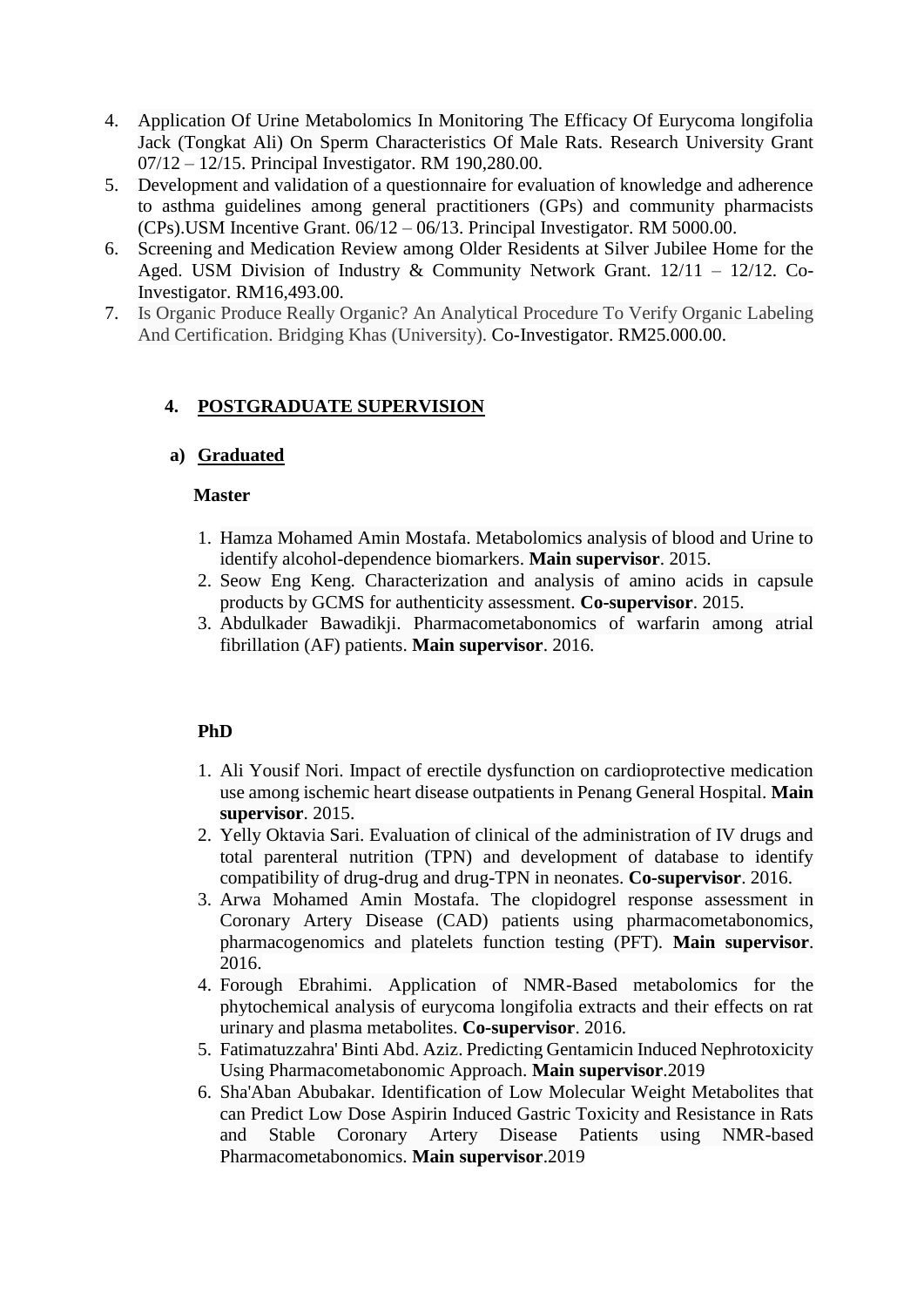4. Application Of Urine Metabolomics In Monitoring The Efficacy Of Eurycoma longifolia Jack (Tongkat Ali) On Sperm Characteristics Of Male Rats. Research University Grant 07/12 – 12/15. Principal Investigator. RM 190,280.00.
5. Development and validation of a questionnaire for evaluation of knowledge and adherence to asthma guidelines among general practitioners (GPs) and community pharmacists (CPs).USM Incentive Grant. 06/12 – 06/13. Principal Investigator. RM 5000.00.
6. Screening and Medication Review among Older Residents at Silver Jubilee Home for the Aged. USM Division of Industry & Community Network Grant. 12/11 – 12/12. Co-Investigator. RM16,493.00.
7. Is Organic Produce Really Organic? An Analytical Procedure To Verify Organic Labeling And Certification. Bridging Khas (University). Co-Investigator. RM25.000.00.

## 4. POSTGRADUATE SUPERVISION

### a) Graduated

**Master**

1. Hamza Mohamed Amin Mostafa. Metabolomics analysis of blood and Urine to identify alcohol-dependence biomarkers. **Main supervisor**. 2015.
2. Seow Eng Keng. Characterization and analysis of amino acids in capsule products by GCMS for authenticity assessment. **Co-supervisor**. 2015.
3. Abdulkader Bawadikji. Pharmacometabonomics of warfarin among atrial fibrillation (AF) patients. **Main supervisor**. 2016.

**PhD**

1. Ali Yousif Nori. Impact of erectile dysfunction on cardioprotective medication use among ischemic heart disease outpatients in Penang General Hospital. **Main supervisor**. 2015.
2. Yelly Oktavia Sari. Evaluation of clinical of the administration of IV drugs and total parenteral nutrition (TPN) and development of database to identify compatibility of drug-drug and drug-TPN in neonates. **Co-supervisor**. 2016.
3. Arwa Mohamed Amin Mostafa. The clopidogrel response assessment in Coronary Artery Disease (CAD) patients using pharmacometabonomics, pharmacogenomics and platelets function testing (PFT). **Main supervisor**. 2016.
4. Forough Ebrahimi. Application of NMR-Based metabolomics for the phytochemical analysis of eurycoma longifolia extracts and their effects on rat urinary and plasma metabolites. **Co-supervisor**. 2016.
5. Fatimatuzzahra' Binti Abd. Aziz. Predicting Gentamicin Induced Nephrotoxicity Using Pharmacometabonomic Approach. **Main supervisor**.2019
6. Sha'Aban Abubakar. Identification of Low Molecular Weight Metabolites that can Predict Low Dose Aspirin Induced Gastric Toxicity and Resistance in Rats and Stable Coronary Artery Disease Patients using NMR-based Pharmacometabonomics. **Main supervisor**.2019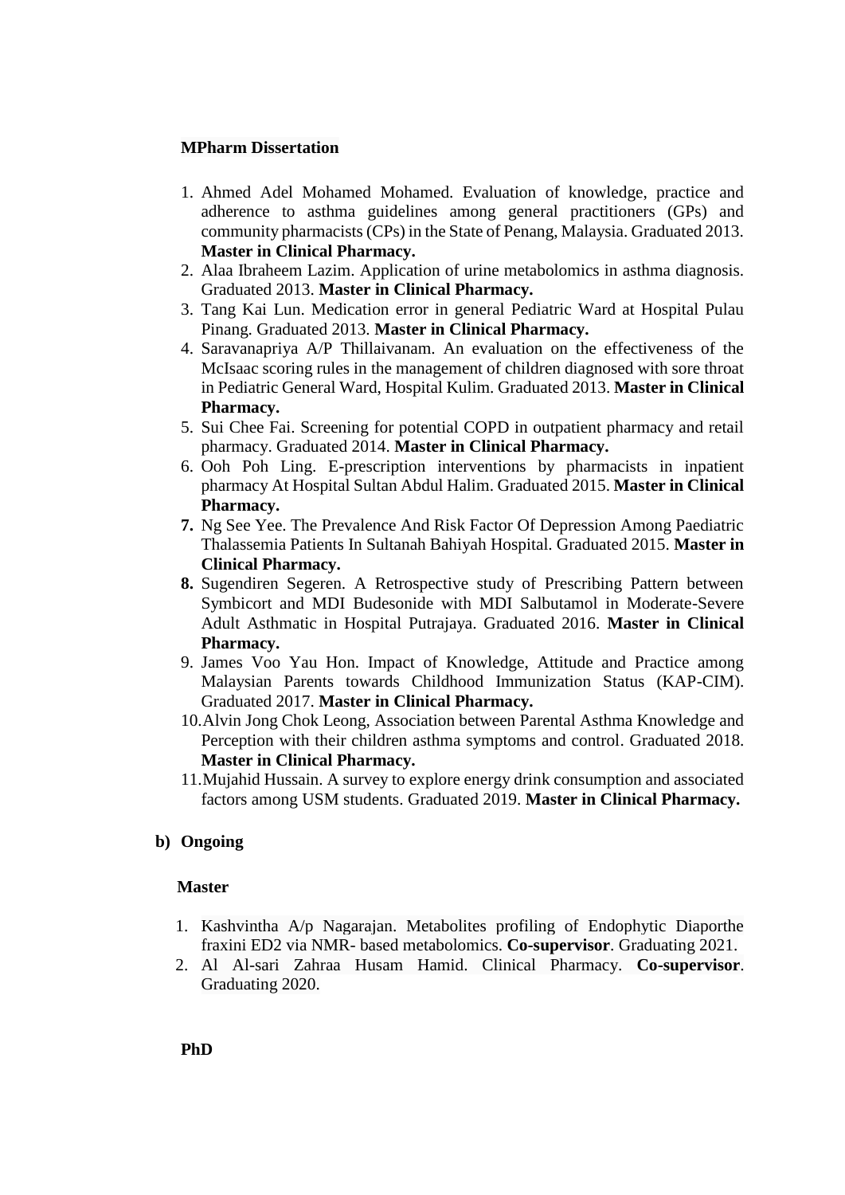**MPharm Dissertation**

1. Ahmed Adel Mohamed Mohamed. Evaluation of knowledge, practice and adherence to asthma guidelines among general practitioners (GPs) and community pharmacists (CPs) in the State of Penang, Malaysia. Graduated 2013. **Master in Clinical Pharmacy.**
2. Alaa Ibraheem Lazim. Application of urine metabolomics in asthma diagnosis. Graduated 2013. **Master in Clinical Pharmacy.**
3. Tang Kai Lun. Medication error in general Pediatric Ward at Hospital Pulau Pinang. Graduated 2013. **Master in Clinical Pharmacy.**
4. Saravanapriya A/P Thillaivanam. An evaluation on the effectiveness of the McIsaac scoring rules in the management of children diagnosed with sore throat in Pediatric General Ward, Hospital Kulim. Graduated 2013. **Master in Clinical Pharmacy.**
5. Sui Chee Fai. Screening for potential COPD in outpatient pharmacy and retail pharmacy. Graduated 2014. **Master in Clinical Pharmacy.**
6. Ooh Poh Ling. E-prescription interventions by pharmacists in inpatient pharmacy At Hospital Sultan Abdul Halim. Graduated 2015. **Master in Clinical Pharmacy.**
7. Ng See Yee. The Prevalence And Risk Factor Of Depression Among Paediatric Thalassemia Patients In Sultanah Bahiyah Hospital. Graduated 2015. **Master in Clinical Pharmacy.**
8. Sugendiren Segeren. A Retrospective study of Prescribing Pattern between Symbicort and MDI Budesonide with MDI Salbutamol in Moderate-Severe Adult Asthmatic in Hospital Putrajaya. Graduated 2016. **Master in Clinical Pharmacy.**
9. James Voo Yau Hon. Impact of Knowledge, Attitude and Practice among Malaysian Parents towards Childhood Immunization Status (KAP-CIM). Graduated 2017. **Master in Clinical Pharmacy.**
10. Alvin Jong Chok Leong, Association between Parental Asthma Knowledge and Perception with their children asthma symptoms and control. Graduated 2018. **Master in Clinical Pharmacy.**
11. Mujahid Hussain. A survey to explore energy drink consumption and associated factors among USM students. Graduated 2019. **Master in Clinical Pharmacy.**

**b) Ongoing**

**Master**

1. Kashvintha A/p Nagarajan. Metabolites profiling of Endophytic Diaporthe fraxini ED2 via NMR- based metabolomics. **Co-supervisor**. Graduating 2021.
2. Al Al-sari Zahraa Husam Hamid. Clinical Pharmacy. **Co-supervisor**. Graduating 2020.

**PhD**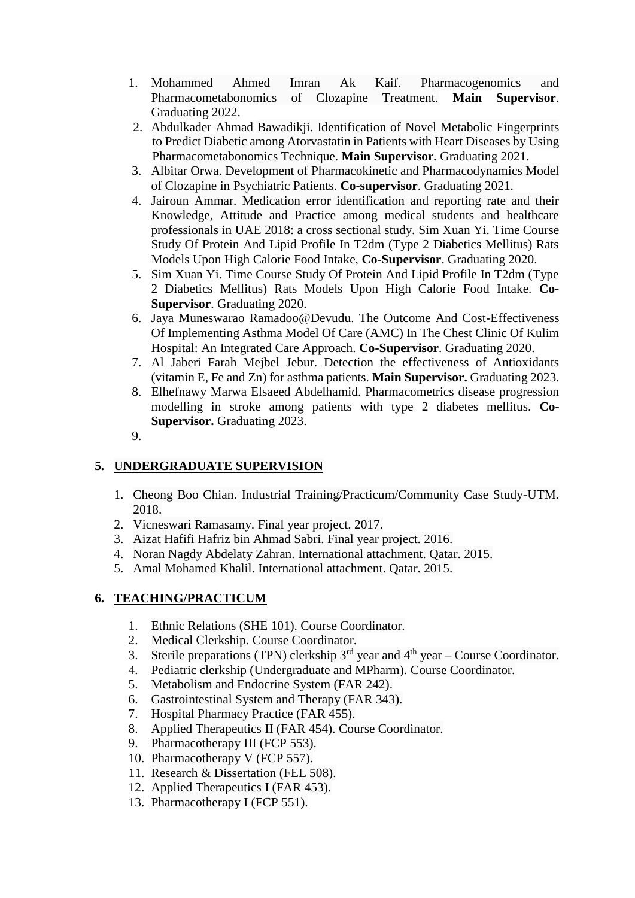1. Mohammed Ahmed Imran Ak Kaif. Pharmacogenomics and Pharmacometabonomics of Clozapine Treatment. **Main Supervisor**. Graduating 2022.
2. Abdulkader Ahmad Bawadikji. Identification of Novel Metabolic Fingerprints to Predict Diabetic among Atorvastatin in Patients with Heart Diseases by Using Pharmacometabonomics Technique. **Main Supervisor.** Graduating 2021.
3. Albitar Orwa. Development of Pharmacokinetic and Pharmacodynamics Model of Clozapine in Psychiatric Patients. **Co-supervisor**. Graduating 2021.
4. Jairoun Ammar. Medication error identification and reporting rate and their Knowledge, Attitude and Practice among medical students and healthcare professionals in UAE 2018: a cross sectional study. Sim Xuan Yi. Time Course Study Of Protein And Lipid Profile In T2dm (Type 2 Diabetics Mellitus) Rats Models Upon High Calorie Food Intake, **Co-Supervisor**. Graduating 2020.
5. Sim Xuan Yi. Time Course Study Of Protein And Lipid Profile In T2dm (Type 2 Diabetics Mellitus) Rats Models Upon High Calorie Food Intake. **Co-Supervisor**. Graduating 2020.
6. Jaya Muneswarao Ramadoo@Devudu. The Outcome And Cost-Effectiveness Of Implementing Asthma Model Of Care (AMC) In The Chest Clinic Of Kulim Hospital: An Integrated Care Approach. **Co-Supervisor**. Graduating 2020.
7. Al Jaberi Farah Mejbel Jebur. Detection the effectiveness of Antioxidants (vitamin E, Fe and Zn) for asthma patients. **Main Supervisor.** Graduating 2023.
8. Elhefnawy Marwa Elsaeed Abdelhamid. Pharmacometrics disease progression modelling in stroke among patients with type 2 diabetes mellitus. **Co-Supervisor.** Graduating 2023.
9. 

## 5. UNDERGRADUATE SUPERVISION

1. Cheong Boo Chian. Industrial Training/Practicum/Community Case Study-UTM. 2018.
2. Vicneswari Ramasamy. Final year project. 2017.
3. Aizat Hafifi Hafriz bin Ahmad Sabri. Final year project. 2016.
4. Noran Nagdy Abdelaty Zahran. International attachment. Qatar. 2015.
5. Amal Mohamed Khalil. International attachment. Qatar. 2015.

## 6. TEACHING/PRACTICUM

1. Ethnic Relations (SHE 101). Course Coordinator.
2. Medical Clerkship. Course Coordinator.
3. Sterile preparations (TPN) clerkship 3rd year and 4th year – Course Coordinator.
4. Pediatric clerkship (Undergraduate and MPharm). Course Coordinator.
5. Metabolism and Endocrine System (FAR 242).
6. Gastrointestinal System and Therapy (FAR 343).
7. Hospital Pharmacy Practice (FAR 455).
8. Applied Therapeutics II (FAR 454). Course Coordinator.
9. Pharmacotherapy III (FCP 553).
10. Pharmacotherapy V (FCP 557).
11. Research & Dissertation (FEL 508).
12. Applied Therapeutics I (FAR 453).
13. Pharmacotherapy I (FCP 551).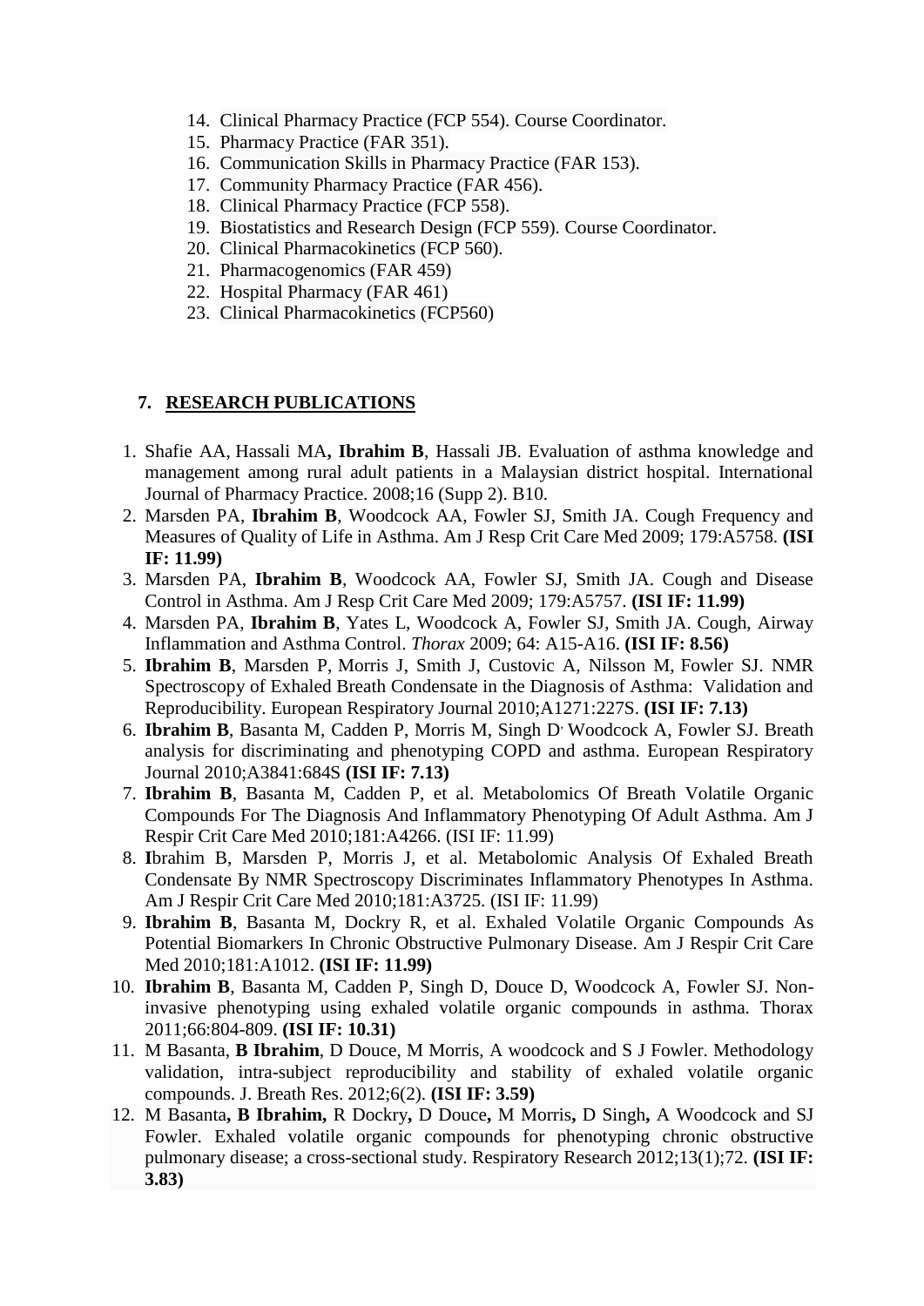14. Clinical Pharmacy Practice (FCP 554). Course Coordinator.
15. Pharmacy Practice (FAR 351).
16. Communication Skills in Pharmacy Practice (FAR 153).
17. Community Pharmacy Practice (FAR 456).
18. Clinical Pharmacy Practice (FCP 558).
19. Biostatistics and Research Design (FCP 559). Course Coordinator.
20. Clinical Pharmacokinetics (FCP 560).
21. Pharmacogenomics (FAR 459)
22. Hospital Pharmacy (FAR 461)
23. Clinical Pharmacokinetics (FCP560)

## 7. RESEARCH PUBLICATIONS

1. Shafie AA, Hassali MA**, Ibrahim B**, Hassali JB. Evaluation of asthma knowledge and management among rural adult patients in a Malaysian district hospital. International Journal of Pharmacy Practice. 2008;16 (Supp 2). B10.
2. Marsden PA, **Ibrahim B**, Woodcock AA, Fowler SJ, Smith JA. Cough Frequency and Measures of Quality of Life in Asthma. Am J Resp Crit Care Med 2009; 179:A5758. **(ISI IF: 11.99)**
3. Marsden PA, **Ibrahim B**, Woodcock AA, Fowler SJ, Smith JA. Cough and Disease Control in Asthma. Am J Resp Crit Care Med 2009; 179:A5757. **(ISI IF: 11.99)**
4. Marsden PA, **Ibrahim B**, Yates L, Woodcock A, Fowler SJ, Smith JA. Cough, Airway Inflammation and Asthma Control. *Thorax* 2009; 64: A15-A16. **(ISI IF: 8.56)**
5. **Ibrahim B**, Marsden P, Morris J, Smith J, Custovic A, Nilsson M, Fowler SJ. NMR Spectroscopy of Exhaled Breath Condensate in the Diagnosis of Asthma: Validation and Reproducibility. European Respiratory Journal 2010;A1271:227S. **(ISI IF: 7.13)**
6. **Ibrahim B**, Basanta M, Cadden P, Morris M, Singh D, Woodcock A, Fowler SJ. Breath analysis for discriminating and phenotyping COPD and asthma. European Respiratory Journal 2010;A3841:684S **(ISI IF: 7.13)**
7. **Ibrahim B**, Basanta M, Cadden P, et al. Metabolomics Of Breath Volatile Organic Compounds For The Diagnosis And Inflammatory Phenotyping Of Adult Asthma. Am J Respir Crit Care Med 2010;181:A4266. (ISI IF: 11.99)
8. **I**brahim B, Marsden P, Morris J, et al. Metabolomic Analysis Of Exhaled Breath Condensate By NMR Spectroscopy Discriminates Inflammatory Phenotypes In Asthma. Am J Respir Crit Care Med 2010;181:A3725. (ISI IF: 11.99)
9. **Ibrahim B**, Basanta M, Dockry R, et al. Exhaled Volatile Organic Compounds As Potential Biomarkers In Chronic Obstructive Pulmonary Disease. Am J Respir Crit Care Med 2010;181:A1012. **(ISI IF: 11.99)**
10. **Ibrahim B**, Basanta M, Cadden P, Singh D, Douce D, Woodcock A, Fowler SJ. Non-invasive phenotyping using exhaled volatile organic compounds in asthma. Thorax 2011;66:804-809. **(ISI IF: 10.31)**
11. M Basanta, **B Ibrahim**, D Douce, M Morris, A woodcock and S J Fowler. Methodology validation, intra-subject reproducibility and stability of exhaled volatile organic compounds. J. Breath Res. 2012;6(2). **(ISI IF: 3.59)**
12. M Basanta**, B Ibrahim,** R Dockry**,** D Douce**,** M Morris**,** D Singh**,** A Woodcock and SJ Fowler. Exhaled volatile organic compounds for phenotyping chronic obstructive pulmonary disease; a cross-sectional study. Respiratory Research 2012;13(1);72. **(ISI IF: 3.83)**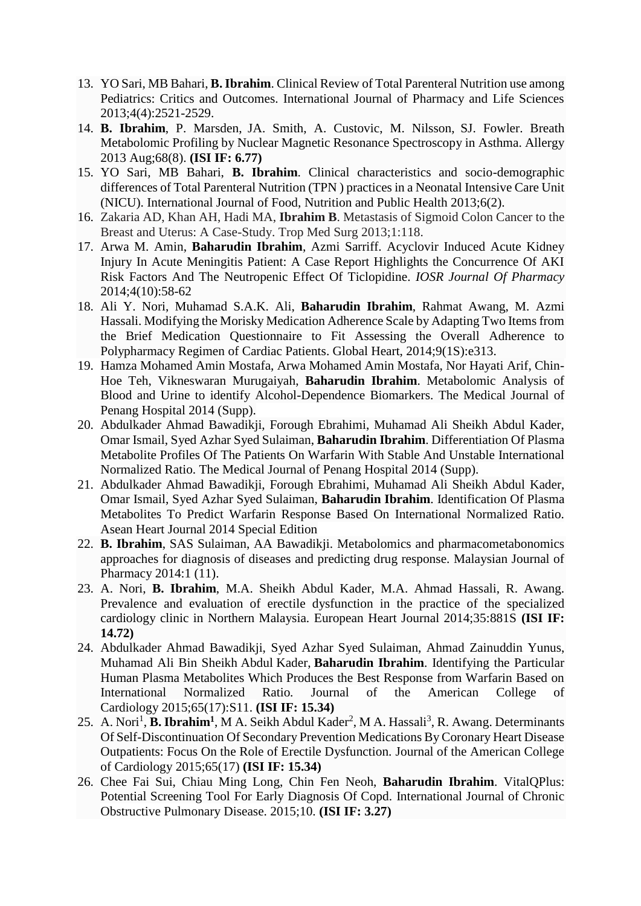13. YO Sari, MB Bahari, **B. Ibrahim**. Clinical Review of Total Parenteral Nutrition use among Pediatrics: Critics and Outcomes. International Journal of Pharmacy and Life Sciences 2013;4(4):2521-2529.
14. **B. Ibrahim**, P. Marsden, JA. Smith, A. Custovic, M. Nilsson, SJ. Fowler. Breath Metabolomic Profiling by Nuclear Magnetic Resonance Spectroscopy in Asthma. Allergy 2013 Aug;68(8). **(ISI IF: 6.77)**
15. YO Sari, MB Bahari, **B. Ibrahim**. Clinical characteristics and socio-demographic differences of Total Parenteral Nutrition (TPN ) practices in a Neonatal Intensive Care Unit (NICU). International Journal of Food, Nutrition and Public Health 2013;6(2).
16. Zakaria AD, Khan AH, Hadi MA, **Ibrahim B**. Metastasis of Sigmoid Colon Cancer to the Breast and Uterus: A Case-Study. Trop Med Surg 2013;1:118.
17. Arwa M. Amin, **Baharudin Ibrahim**, Azmi Sarriff. Acyclovir Induced Acute Kidney Injury In Acute Meningitis Patient: A Case Report Highlights the Concurrence Of AKI Risk Factors And The Neutropenic Effect Of Ticlopidine. *IOSR Journal Of Pharmacy* 2014;4(10):58-62
18. Ali Y. Nori, Muhamad S.A.K. Ali, **Baharudin Ibrahim**, Rahmat Awang, M. Azmi Hassali. Modifying the Morisky Medication Adherence Scale by Adapting Two Items from the Brief Medication Questionnaire to Fit Assessing the Overall Adherence to Polypharmacy Regimen of Cardiac Patients. Global Heart, 2014;9(1S):e313.
19. Hamza Mohamed Amin Mostafa, Arwa Mohamed Amin Mostafa, Nor Hayati Arif, Chin-Hoe Teh, Vikneswaran Murugaiyah, **Baharudin Ibrahim**. Metabolomic Analysis of Blood and Urine to identify Alcohol-Dependence Biomarkers. The Medical Journal of Penang Hospital 2014 (Supp).
20. Abdulkader Ahmad Bawadikji, Forough Ebrahimi, Muhamad Ali Sheikh Abdul Kader, Omar Ismail, Syed Azhar Syed Sulaiman, **Baharudin Ibrahim**. Differentiation Of Plasma Metabolite Profiles Of The Patients On Warfarin With Stable And Unstable International Normalized Ratio. The Medical Journal of Penang Hospital 2014 (Supp).
21. Abdulkader Ahmad Bawadikji, Forough Ebrahimi, Muhamad Ali Sheikh Abdul Kader, Omar Ismail, Syed Azhar Syed Sulaiman, **Baharudin Ibrahim**. Identification Of Plasma Metabolites To Predict Warfarin Response Based On International Normalized Ratio. Asean Heart Journal 2014 Special Edition
22. **B. Ibrahim**, SAS Sulaiman, AA Bawadikji. Metabolomics and pharmacometabonomics approaches for diagnosis of diseases and predicting drug response. Malaysian Journal of Pharmacy 2014:1 (11).
23. A. Nori, **B. Ibrahim**, M.A. Sheikh Abdul Kader, M.A. Ahmad Hassali, R. Awang. Prevalence and evaluation of erectile dysfunction in the practice of the specialized cardiology clinic in Northern Malaysia. European Heart Journal 2014;35:881S **(ISI IF: 14.72)**
24. Abdulkader Ahmad Bawadikji, Syed Azhar Syed Sulaiman, Ahmad Zainuddin Yunus, Muhamad Ali Bin Sheikh Abdul Kader, **Baharudin Ibrahim**. Identifying the Particular Human Plasma Metabolites Which Produces the Best Response from Warfarin Based on International Normalized Ratio. Journal of the American College of Cardiology 2015;65(17):S11. **(ISI IF: 15.34)**
25. A. Nori[1], **B. Ibrahim[1]**, M A. Seikh Abdul Kader[2], M A. Hassali[3], R. Awang. Determinants Of Self-Discontinuation Of Secondary Prevention Medications By Coronary Heart Disease Outpatients: Focus On the Role of Erectile Dysfunction. Journal of the American College of Cardiology 2015;65(17) **(ISI IF: 15.34)**
26. Chee Fai Sui, Chiau Ming Long, Chin Fen Neoh, **Baharudin Ibrahim**. VitalQPlus: Potential Screening Tool For Early Diagnosis Of Copd. International Journal of Chronic Obstructive Pulmonary Disease. 2015;10. **(ISI IF: 3.27)**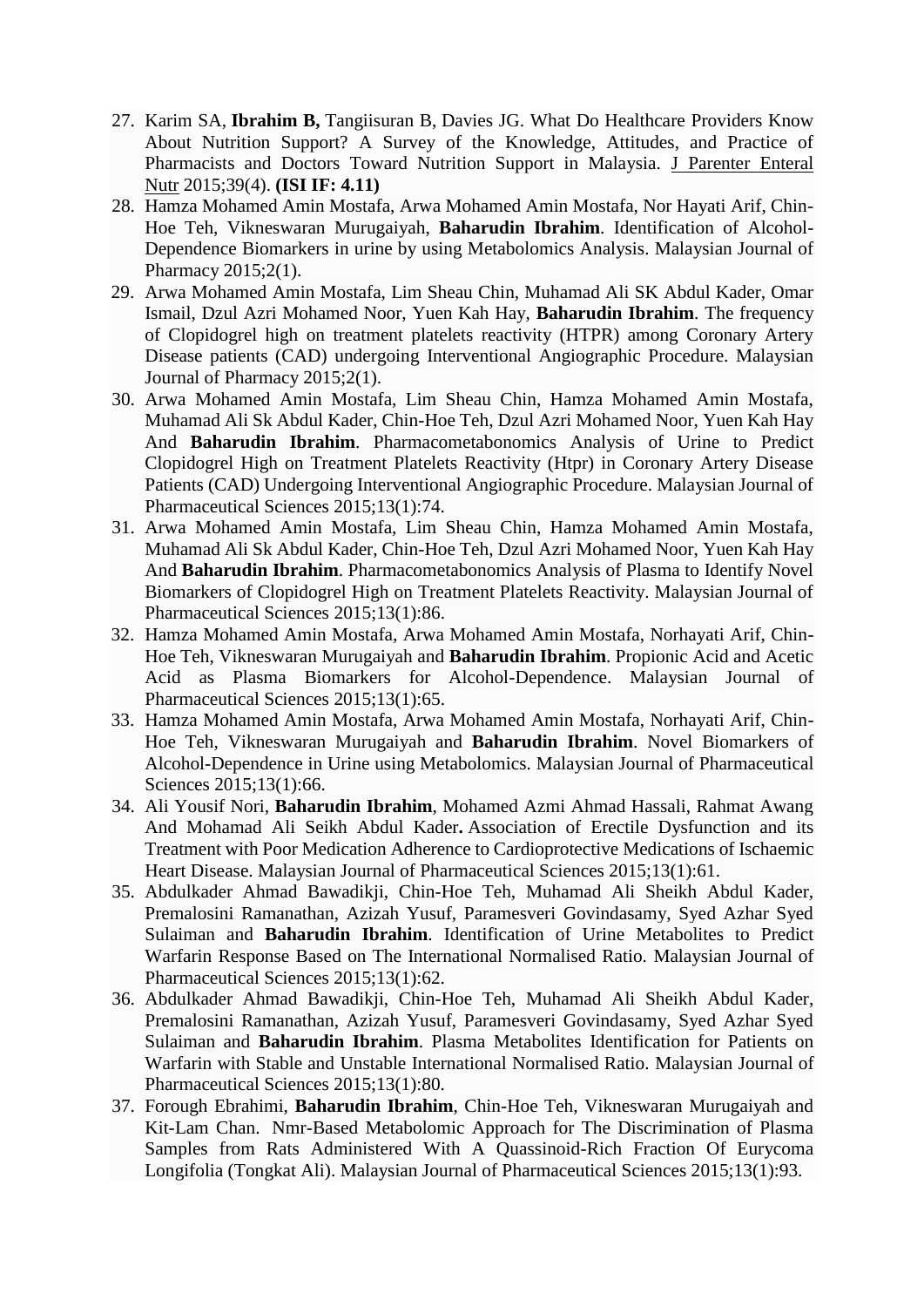27. Karim SA, **Ibrahim B,** Tangiisuran B, Davies JG. What Do Healthcare Providers Know About Nutrition Support? A Survey of the Knowledge, Attitudes, and Practice of Pharmacists and Doctors Toward Nutrition Support in Malaysia. J Parenter Enteral Nutr 2015;39(4). **(ISI IF: 4.11)**
28. Hamza Mohamed Amin Mostafa, Arwa Mohamed Amin Mostafa, Nor Hayati Arif, Chin-Hoe Teh, Vikneswaran Murugaiyah, **Baharudin Ibrahim**. Identification of Alcohol-Dependence Biomarkers in urine by using Metabolomics Analysis. Malaysian Journal of Pharmacy 2015;2(1).
29. Arwa Mohamed Amin Mostafa, Lim Sheau Chin, Muhamad Ali SK Abdul Kader, Omar Ismail, Dzul Azri Mohamed Noor, Yuen Kah Hay, **Baharudin Ibrahim**. The frequency of Clopidogrel high on treatment platelets reactivity (HTPR) among Coronary Artery Disease patients (CAD) undergoing Interventional Angiographic Procedure. Malaysian Journal of Pharmacy 2015;2(1).
30. Arwa Mohamed Amin Mostafa, Lim Sheau Chin, Hamza Mohamed Amin Mostafa, Muhamad Ali Sk Abdul Kader, Chin-Hoe Teh, Dzul Azri Mohamed Noor, Yuen Kah Hay And **Baharudin Ibrahim**. Pharmacometabonomics Analysis of Urine to Predict Clopidogrel High on Treatment Platelets Reactivity (Htpr) in Coronary Artery Disease Patients (CAD) Undergoing Interventional Angiographic Procedure. Malaysian Journal of Pharmaceutical Sciences 2015;13(1):74.
31. Arwa Mohamed Amin Mostafa, Lim Sheau Chin, Hamza Mohamed Amin Mostafa, Muhamad Ali Sk Abdul Kader, Chin-Hoe Teh, Dzul Azri Mohamed Noor, Yuen Kah Hay And **Baharudin Ibrahim**. Pharmacometabonomics Analysis of Plasma to Identify Novel Biomarkers of Clopidogrel High on Treatment Platelets Reactivity. Malaysian Journal of Pharmaceutical Sciences 2015;13(1):86.
32. Hamza Mohamed Amin Mostafa, Arwa Mohamed Amin Mostafa, Norhayati Arif, Chin-Hoe Teh, Vikneswaran Murugaiyah and **Baharudin Ibrahim**. Propionic Acid and Acetic Acid as Plasma Biomarkers for Alcohol-Dependence. Malaysian Journal of Pharmaceutical Sciences 2015;13(1):65.
33. Hamza Mohamed Amin Mostafa, Arwa Mohamed Amin Mostafa, Norhayati Arif, Chin-Hoe Teh, Vikneswaran Murugaiyah and **Baharudin Ibrahim**. Novel Biomarkers of Alcohol-Dependence in Urine using Metabolomics. Malaysian Journal of Pharmaceutical Sciences 2015;13(1):66.
34. Ali Yousif Nori, **Baharudin Ibrahim**, Mohamed Azmi Ahmad Hassali, Rahmat Awang And Mohamad Ali Seikh Abdul Kader**.** Association of Erectile Dysfunction and its Treatment with Poor Medication Adherence to Cardioprotective Medications of Ischaemic Heart Disease. Malaysian Journal of Pharmaceutical Sciences 2015;13(1):61.
35. Abdulkader Ahmad Bawadikji, Chin-Hoe Teh, Muhamad Ali Sheikh Abdul Kader, Premalosini Ramanathan, Azizah Yusuf, Paramesveri Govindasamy, Syed Azhar Syed Sulaiman and **Baharudin Ibrahim**. Identification of Urine Metabolites to Predict Warfarin Response Based on The International Normalised Ratio. Malaysian Journal of Pharmaceutical Sciences 2015;13(1):62.
36. Abdulkader Ahmad Bawadikji, Chin-Hoe Teh, Muhamad Ali Sheikh Abdul Kader, Premalosini Ramanathan, Azizah Yusuf, Paramesveri Govindasamy, Syed Azhar Syed Sulaiman and **Baharudin Ibrahim**. Plasma Metabolites Identification for Patients on Warfarin with Stable and Unstable International Normalised Ratio. Malaysian Journal of Pharmaceutical Sciences 2015;13(1):80.
37. Forough Ebrahimi, **Baharudin Ibrahim**, Chin-Hoe Teh, Vikneswaran Murugaiyah and Kit-Lam Chan. Nmr-Based Metabolomic Approach for The Discrimination of Plasma Samples from Rats Administered With A Quassinoid-Rich Fraction Of Eurycoma Longifolia (Tongkat Ali). Malaysian Journal of Pharmaceutical Sciences 2015;13(1):93.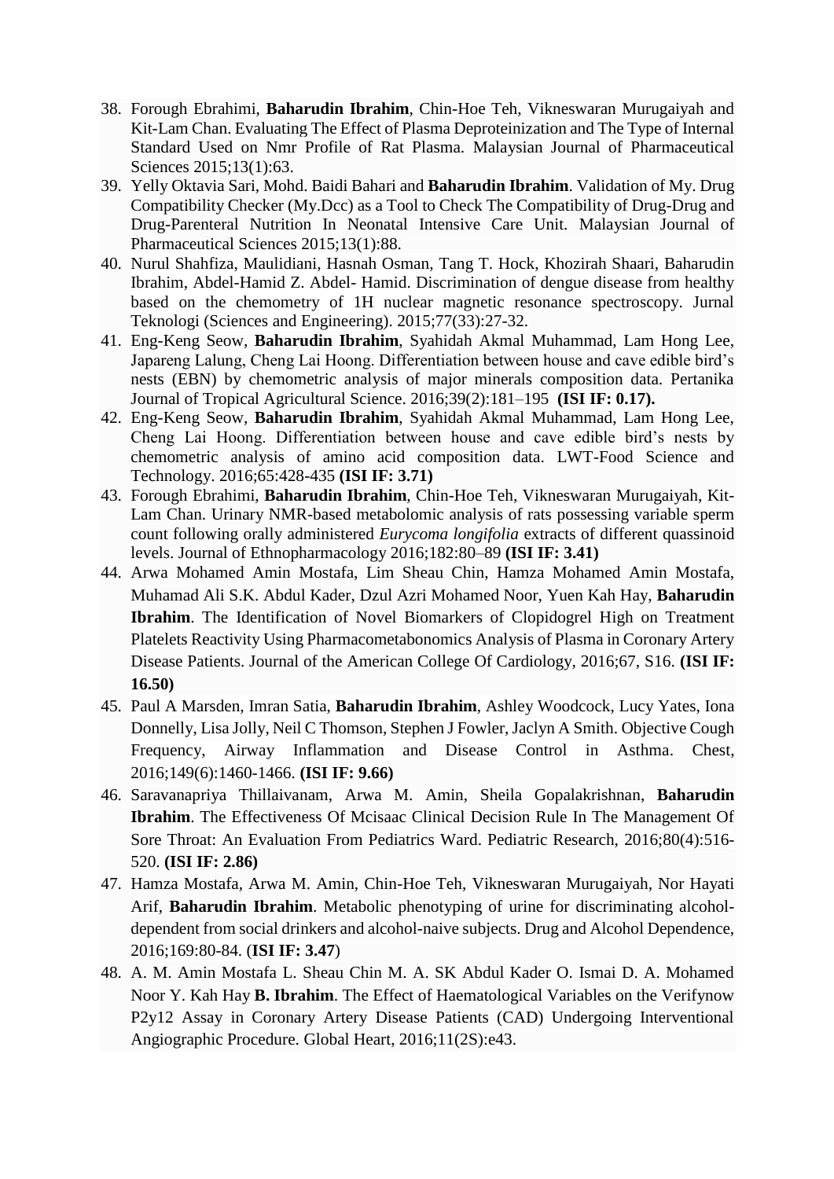38. Forough Ebrahimi, **Baharudin Ibrahim**, Chin-Hoe Teh, Vikneswaran Murugaiyah and Kit-Lam Chan. Evaluating The Effect of Plasma Deproteinization and The Type of Internal Standard Used on Nmr Profile of Rat Plasma. Malaysian Journal of Pharmaceutical Sciences 2015;13(1):63.
39. Yelly Oktavia Sari, Mohd. Baidi Bahari and **Baharudin Ibrahim**. Validation of My. Drug Compatibility Checker (My.Dcc) as a Tool to Check The Compatibility of Drug-Drug and Drug-Parenteral Nutrition In Neonatal Intensive Care Unit. Malaysian Journal of Pharmaceutical Sciences 2015;13(1):88.
40. Nurul Shahfiza, Maulidiani, Hasnah Osman, Tang T. Hock, Khozirah Shaari, Baharudin Ibrahim, Abdel-Hamid Z. Abdel- Hamid. Discrimination of dengue disease from healthy based on the chemometry of 1H nuclear magnetic resonance spectroscopy. Jurnal Teknologi (Sciences and Engineering). 2015;77(33):27-32.
41. Eng-Keng Seow, **Baharudin Ibrahim**, Syahidah Akmal Muhammad, Lam Hong Lee, Japareng Lalung, Cheng Lai Hoong. Differentiation between house and cave edible bird's nests (EBN) by chemometric analysis of major minerals composition data. Pertanika Journal of Tropical Agricultural Science. 2016;39(2):181–195 **(ISI IF: 0.17).**
42. Eng-Keng Seow, **Baharudin Ibrahim**, Syahidah Akmal Muhammad, Lam Hong Lee, Cheng Lai Hoong. Differentiation between house and cave edible bird's nests by chemometric analysis of amino acid composition data. LWT-Food Science and Technology. 2016;65:428-435 **(ISI IF: 3.71)**
43. Forough Ebrahimi, **Baharudin Ibrahim**, Chin-Hoe Teh, Vikneswaran Murugaiyah, Kit-Lam Chan. Urinary NMR-based metabolomic analysis of rats possessing variable sperm count following orally administered *Eurycoma longifolia* extracts of different quassinoid levels. Journal of Ethnopharmacology 2016;182:80–89 **(ISI IF: 3.41)**
44. Arwa Mohamed Amin Mostafa, Lim Sheau Chin, Hamza Mohamed Amin Mostafa, Muhamad Ali S.K. Abdul Kader, Dzul Azri Mohamed Noor, Yuen Kah Hay, **Baharudin Ibrahim**. The Identification of Novel Biomarkers of Clopidogrel High on Treatment Platelets Reactivity Using Pharmacometabonomics Analysis of Plasma in Coronary Artery Disease Patients. Journal of the American College Of Cardiology, 2016;67, S16. **(ISI IF: 16.50)**
45. Paul A Marsden, Imran Satia, **Baharudin Ibrahim**, Ashley Woodcock, Lucy Yates, Iona Donnelly, Lisa Jolly, Neil C Thomson, Stephen J Fowler, Jaclyn A Smith. Objective Cough Frequency, Airway Inflammation and Disease Control in Asthma. Chest, 2016;149(6):1460-1466. **(ISI IF: 9.66)**
46. Saravanapriya Thillaivanam, Arwa M. Amin, Sheila Gopalakrishnan, **Baharudin Ibrahim**. The Effectiveness Of Mcisaac Clinical Decision Rule In The Management Of Sore Throat: An Evaluation From Pediatrics Ward. Pediatric Research, 2016;80(4):516-520. **(ISI IF: 2.86)**
47. Hamza Mostafa, Arwa M. Amin, Chin-Hoe Teh, Vikneswaran Murugaiyah, Nor Hayati Arif, **Baharudin Ibrahim**. Metabolic phenotyping of urine for discriminating alcohol-dependent from social drinkers and alcohol-naive subjects. Drug and Alcohol Dependence, 2016;169:80-84. (**ISI IF: 3.47**)
48. A. M. Amin Mostafa L. Sheau Chin M. A. SK Abdul Kader O. Ismai D. A. Mohamed Noor Y. Kah Hay **B. Ibrahim**. The Effect of Haematological Variables on the Verifynow P2y12 Assay in Coronary Artery Disease Patients (CAD) Undergoing Interventional Angiographic Procedure. Global Heart, 2016;11(2S):e43.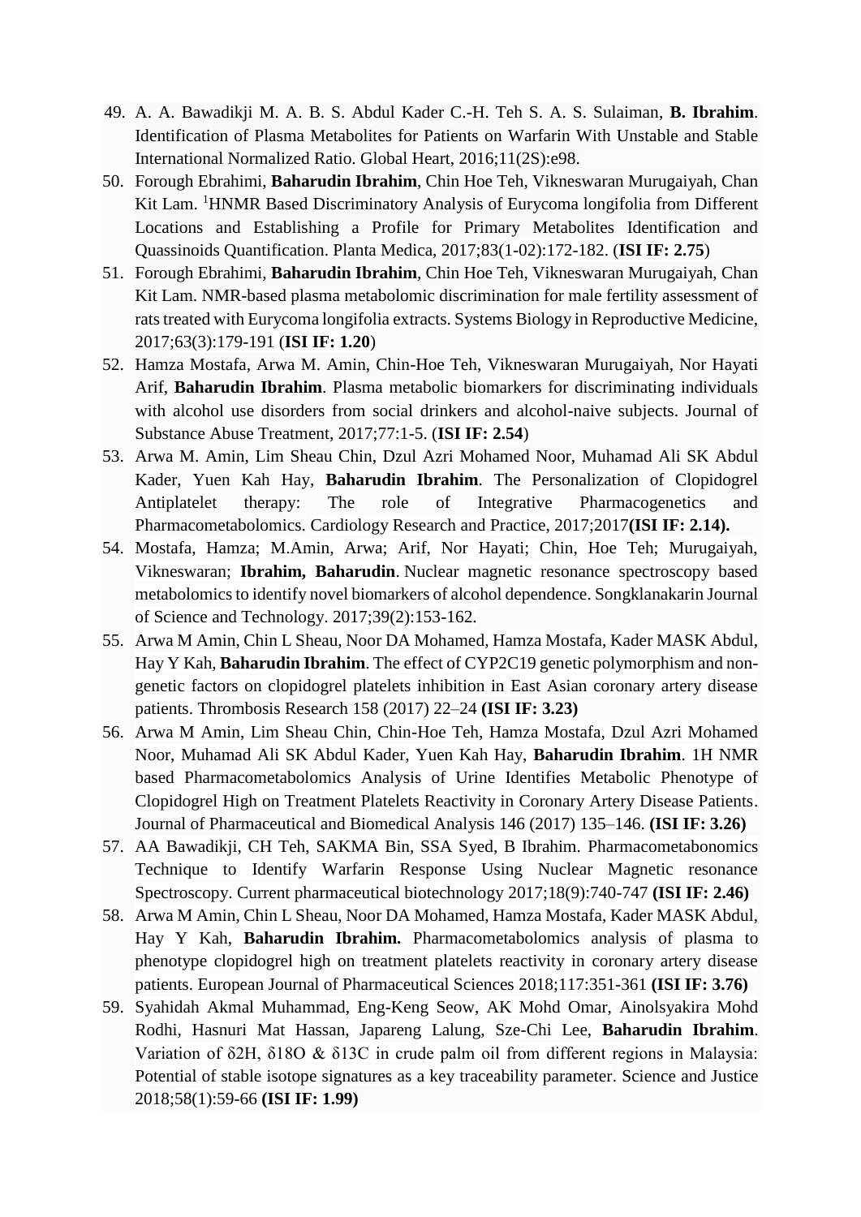49. A. A. Bawadikji M. A. B. S. Abdul Kader C.-H. Teh S. A. S. Sulaiman, **B. Ibrahim**. Identification of Plasma Metabolites for Patients on Warfarin With Unstable and Stable International Normalized Ratio. Global Heart, 2016;11(2S):e98.
50. Forough Ebrahimi, **Baharudin Ibrahim**, Chin Hoe Teh, Vikneswaran Murugaiyah, Chan Kit Lam. $^{1}$HNMR Based Discriminatory Analysis of Eurycoma longifolia from Different Locations and Establishing a Profile for Primary Metabolites Identification and Quassinoids Quantification. Planta Medica, 2017;83(1-02):172-182. (**ISI IF: 2.75**)
51. Forough Ebrahimi, **Baharudin Ibrahim**, Chin Hoe Teh, Vikneswaran Murugaiyah, Chan Kit Lam. NMR-based plasma metabolomic discrimination for male fertility assessment of rats treated with Eurycoma longifolia extracts. Systems Biology in Reproductive Medicine, 2017;63(3):179-191 (**ISI IF: 1.20**)
52. Hamza Mostafa, Arwa M. Amin, Chin-Hoe Teh, Vikneswaran Murugaiyah, Nor Hayati Arif, **Baharudin Ibrahim**. Plasma metabolic biomarkers for discriminating individuals with alcohol use disorders from social drinkers and alcohol-naive subjects. Journal of Substance Abuse Treatment, 2017;77:1-5. (**ISI IF: 2.54**)
53. Arwa M. Amin, Lim Sheau Chin, Dzul Azri Mohamed Noor, Muhamad Ali SK Abdul Kader, Yuen Kah Hay, **Baharudin Ibrahim**. The Personalization of Clopidogrel Antiplatelet therapy: The role of Integrative Pharmacogenetics and Pharmacometabolomics. Cardiology Research and Practice, 2017;2017**(ISI IF: 2.14).**
54. Mostafa, Hamza; M.Amin, Arwa; Arif, Nor Hayati; Chin, Hoe Teh; Murugaiyah, Vikneswaran; **Ibrahim, Baharudin**. Nuclear magnetic resonance spectroscopy based metabolomics to identify novel biomarkers of alcohol dependence. Songklanakarin Journal of Science and Technology. 2017;39(2):153-162.
55. Arwa M Amin, Chin L Sheau, Noor DA Mohamed, Hamza Mostafa, Kader MASK Abdul, Hay Y Kah, **Baharudin Ibrahim**. The effect of CYP2C19 genetic polymorphism and non-genetic factors on clopidogrel platelets inhibition in East Asian coronary artery disease patients. Thrombosis Research 158 (2017) 22–24 **(ISI IF: 3.23)**
56. Arwa M Amin, Lim Sheau Chin, Chin-Hoe Teh, Hamza Mostafa, Dzul Azri Mohamed Noor, Muhamad Ali SK Abdul Kader, Yuen Kah Hay, **Baharudin Ibrahim**. 1H NMR based Pharmacometabolomics Analysis of Urine Identifies Metabolic Phenotype of Clopidogrel High on Treatment Platelets Reactivity in Coronary Artery Disease Patients. Journal of Pharmaceutical and Biomedical Analysis 146 (2017) 135–146. **(ISI IF: 3.26)**
57. AA Bawadikji, CH Teh, SAKMA Bin, SSA Syed, B Ibrahim. Pharmacometabonomics Technique to Identify Warfarin Response Using Nuclear Magnetic resonance Spectroscopy. Current pharmaceutical biotechnology 2017;18(9):740-747 **(ISI IF: 2.46)**
58. Arwa M Amin, Chin L Sheau, Noor DA Mohamed, Hamza Mostafa, Kader MASK Abdul, Hay Y Kah, **Baharudin Ibrahim.** Pharmacometabolomics analysis of plasma to phenotype clopidogrel high on treatment platelets reactivity in coronary artery disease patients. European Journal of Pharmaceutical Sciences 2018;117:351-361 **(ISI IF: 3.76)**
59. Syahidah Akmal Muhammad, Eng-Keng Seow, AK Mohd Omar, Ainolsyakira Mohd Rodhi, Hasnuri Mat Hassan, Japareng Lalung, Sze-Chi Lee, **Baharudin Ibrahim**. Variation of $\delta 2H$, $\delta 18O$ & $\delta 13C$ in crude palm oil from different regions in Malaysia: Potential of stable isotope signatures as a key traceability parameter. Science and Justice 2018;58(1):59-66 **(ISI IF: 1.99)**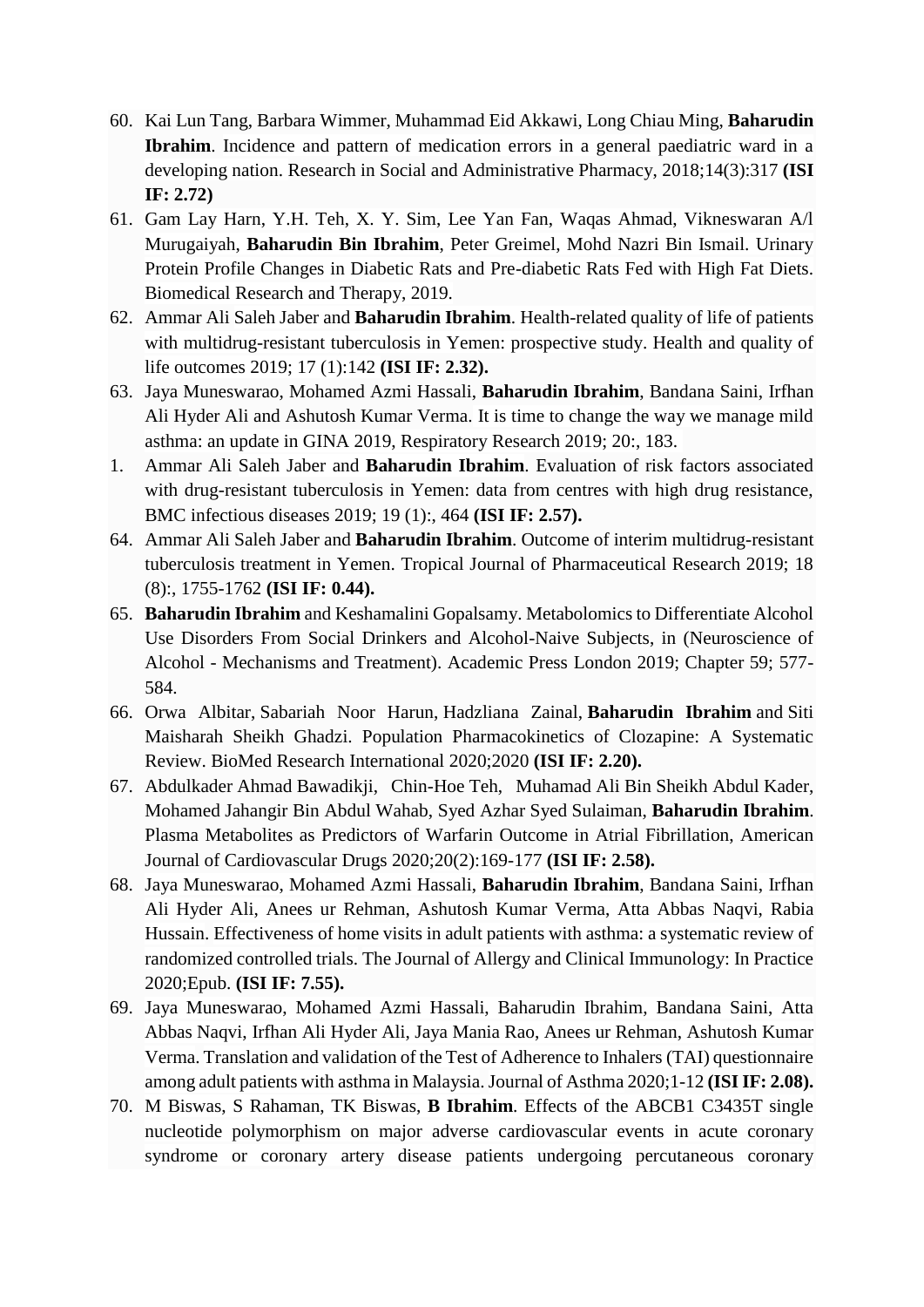60. Kai Lun Tang, Barbara Wimmer, Muhammad Eid Akkawi, Long Chiau Ming, **Baharudin Ibrahim**. Incidence and pattern of medication errors in a general paediatric ward in a developing nation. Research in Social and Administrative Pharmacy, 2018;14(3):317 **(ISI IF: 2.72)**
61. Gam Lay Harn, Y.H. Teh, X. Y. Sim, Lee Yan Fan, Waqas Ahmad, Vikneswaran A/l Murugaiyah, **Baharudin Bin Ibrahim**, Peter Greimel, Mohd Nazri Bin Ismail. Urinary Protein Profile Changes in Diabetic Rats and Pre-diabetic Rats Fed with High Fat Diets. Biomedical Research and Therapy, 2019.
62. Ammar Ali Saleh Jaber and **Baharudin Ibrahim**. Health-related quality of life of patients with multidrug-resistant tuberculosis in Yemen: prospective study. Health and quality of life outcomes 2019; 17 (1):142 **(ISI IF: 2.32).**
63. Jaya Muneswarao, Mohamed Azmi Hassali, **Baharudin Ibrahim**, Bandana Saini, Irfhan Ali Hyder Ali and Ashutosh Kumar Verma. It is time to change the way we manage mild asthma: an update in GINA 2019, Respiratory Research 2019; 20:, 183.
1. Ammar Ali Saleh Jaber and **Baharudin Ibrahim**. Evaluation of risk factors associated with drug-resistant tuberculosis in Yemen: data from centres with high drug resistance, BMC infectious diseases 2019; 19 (1):, 464 **(ISI IF: 2.57).**
64. Ammar Ali Saleh Jaber and **Baharudin Ibrahim**. Outcome of interim multidrug-resistant tuberculosis treatment in Yemen. Tropical Journal of Pharmaceutical Research 2019; 18 (8):, 1755-1762 **(ISI IF: 0.44).**
65. **Baharudin Ibrahim** and Keshamalini Gopalsamy. Metabolomics to Differentiate Alcohol Use Disorders From Social Drinkers and Alcohol-Naive Subjects, in (Neuroscience of Alcohol - Mechanisms and Treatment). Academic Press London 2019; Chapter 59; 577-584.
66. Orwa Albitar, Sabariah Noor Harun, Hadzliana Zainal, **Baharudin Ibrahim** and Siti Maisharah Sheikh Ghadzi. Population Pharmacokinetics of Clozapine: A Systematic Review. BioMed Research International 2020;2020 **(ISI IF: 2.20).**
67. Abdulkader Ahmad Bawadikji, Chin-Hoe Teh, Muhamad Ali Bin Sheikh Abdul Kader, Mohamed Jahangir Bin Abdul Wahab, Syed Azhar Syed Sulaiman, **Baharudin Ibrahim**. Plasma Metabolites as Predictors of Warfarin Outcome in Atrial Fibrillation, American Journal of Cardiovascular Drugs 2020;20(2):169-177 **(ISI IF: 2.58).**
68. Jaya Muneswarao, Mohamed Azmi Hassali, **Baharudin Ibrahim**, Bandana Saini, Irfhan Ali Hyder Ali, Anees ur Rehman, Ashutosh Kumar Verma, Atta Abbas Naqvi, Rabia Hussain. Effectiveness of home visits in adult patients with asthma: a systematic review of randomized controlled trials. The Journal of Allergy and Clinical Immunology: In Practice 2020;Epub. **(ISI IF: 7.55).**
69. Jaya Muneswarao, Mohamed Azmi Hassali, Baharudin Ibrahim, Bandana Saini, Atta Abbas Naqvi, Irfhan Ali Hyder Ali, Jaya Mania Rao, Anees ur Rehman, Ashutosh Kumar Verma. Translation and validation of the Test of Adherence to Inhalers (TAI) questionnaire among adult patients with asthma in Malaysia. Journal of Asthma 2020;1-12 **(ISI IF: 2.08).**
70. M Biswas, S Rahaman, TK Biswas, **B Ibrahim**. Effects of the ABCB1 C3435T single nucleotide polymorphism on major adverse cardiovascular events in acute coronary syndrome or coronary artery disease patients undergoing percutaneous coronary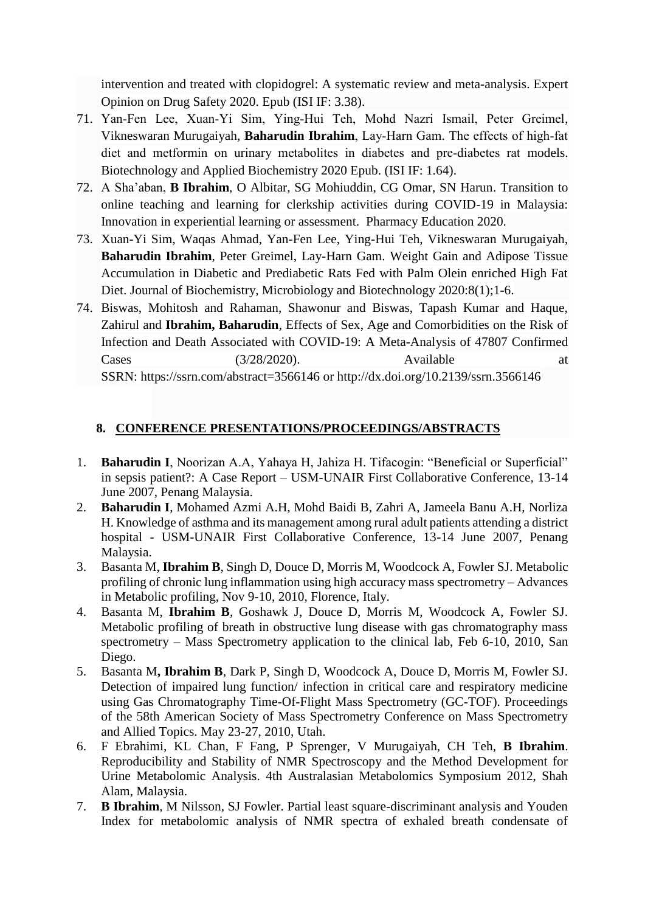intervention and treated with clopidogrel: A systematic review and meta-analysis. Expert Opinion on Drug Safety 2020. Epub (ISI IF: 3.38).

71. Yan-Fen Lee, Xuan-Yi Sim, Ying-Hui Teh, Mohd Nazri Ismail, Peter Greimel, Vikneswaran Murugaiyah, **Baharudin Ibrahim**, Lay-Harn Gam. The effects of high-fat diet and metformin on urinary metabolites in diabetes and pre-diabetes rat models. Biotechnology and Applied Biochemistry 2020 Epub. (ISI IF: 1.64).
72. A Sha'aban, **B Ibrahim**, O Albitar, SG Mohiuddin, CG Omar, SN Harun. Transition to online teaching and learning for clerkship activities during COVID-19 in Malaysia: Innovation in experiential learning or assessment. Pharmacy Education 2020.
73. Xuan-Yi Sim, Waqas Ahmad, Yan-Fen Lee, Ying-Hui Teh, Vikneswaran Murugaiyah, **Baharudin Ibrahim**, Peter Greimel, Lay-Harn Gam. Weight Gain and Adipose Tissue Accumulation in Diabetic and Prediabetic Rats Fed with Palm Olein enriched High Fat Diet. Journal of Biochemistry, Microbiology and Biotechnology 2020:8(1);1-6.
74. Biswas, Mohitosh and Rahaman, Shawonur and Biswas, Tapash Kumar and Haque, Zahirul and **Ibrahim, Baharudin**, Effects of Sex, Age and Comorbidities on the Risk of Infection and Death Associated with COVID-19: A Meta-Analysis of 47807 Confirmed Cases (3/28/2020). Available at SSRN: https://ssrn.com/abstract=3566146 or http://dx.doi.org/10.2139/ssrn.3566146

## 8. CONFERENCE PRESENTATIONS/PROCEEDINGS/ABSTRACTS

1. **Baharudin I**, Noorizan A.A, Yahaya H, Jahiza H. Tifacogin: "Beneficial or Superficial" in sepsis patient?: A Case Report – USM-UNAIR First Collaborative Conference, 13-14 June 2007, Penang Malaysia.
2. **Baharudin I**, Mohamed Azmi A.H, Mohd Baidi B, Zahri A, Jameela Banu A.H, Norliza H. Knowledge of asthma and its management among rural adult patients attending a district hospital - USM-UNAIR First Collaborative Conference, 13-14 June 2007, Penang Malaysia.
3. Basanta M, **Ibrahim B**, Singh D, Douce D, Morris M, Woodcock A, Fowler SJ. Metabolic profiling of chronic lung inflammation using high accuracy mass spectrometry – Advances in Metabolic profiling, Nov 9-10, 2010, Florence, Italy.
4. Basanta M, **Ibrahim B**, Goshawk J, Douce D, Morris M, Woodcock A, Fowler SJ. Metabolic profiling of breath in obstructive lung disease with gas chromatography mass spectrometry – Mass Spectrometry application to the clinical lab, Feb 6-10, 2010, San Diego.
5. Basanta M**, Ibrahim B**, Dark P, Singh D, Woodcock A, Douce D, Morris M, Fowler SJ. Detection of impaired lung function/ infection in critical care and respiratory medicine using Gas Chromatography Time-Of-Flight Mass Spectrometry (GC-TOF). Proceedings of the 58th American Society of Mass Spectrometry Conference on Mass Spectrometry and Allied Topics. May 23-27, 2010, Utah.
6. F Ebrahimi, KL Chan, F Fang, P Sprenger, V Murugaiyah, CH Teh, **B Ibrahim**. Reproducibility and Stability of NMR Spectroscopy and the Method Development for Urine Metabolomic Analysis. 4th Australasian Metabolomics Symposium 2012, Shah Alam, Malaysia.
7. **B Ibrahim**, M Nilsson, SJ Fowler. Partial least square-discriminant analysis and Youden Index for metabolomic analysis of NMR spectra of exhaled breath condensate of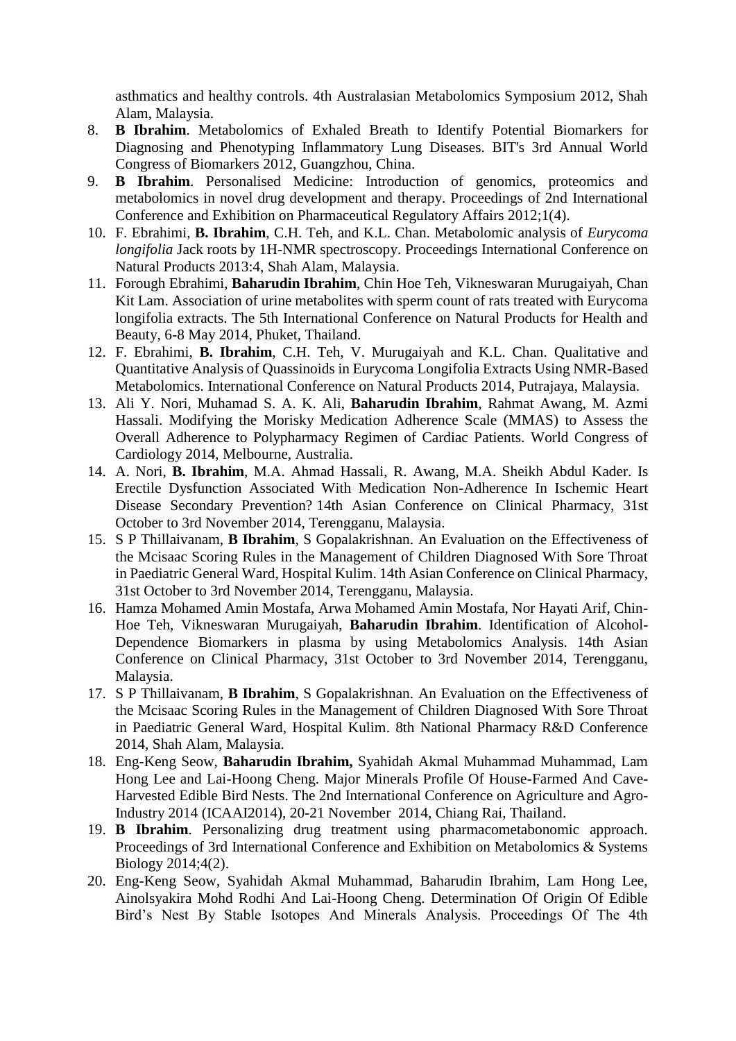asthmatics and healthy controls. 4th Australasian Metabolomics Symposium 2012, Shah Alam, Malaysia.

8. **B Ibrahim**. Metabolomics of Exhaled Breath to Identify Potential Biomarkers for Diagnosing and Phenotyping Inflammatory Lung Diseases. BIT's 3rd Annual World Congress of Biomarkers 2012, Guangzhou, China.
9. **B Ibrahim**. Personalised Medicine: Introduction of genomics, proteomics and metabolomics in novel drug development and therapy. Proceedings of 2nd International Conference and Exhibition on Pharmaceutical Regulatory Affairs 2012;1(4).
10. F. Ebrahimi, **B. Ibrahim**, C.H. Teh, and K.L. Chan. Metabolomic analysis of *Eurycoma longifolia* Jack roots by 1H-NMR spectroscopy. Proceedings International Conference on Natural Products 2013:4, Shah Alam, Malaysia.
11. Forough Ebrahimi, **Baharudin Ibrahim**, Chin Hoe Teh, Vikneswaran Murugaiyah, Chan Kit Lam. Association of urine metabolites with sperm count of rats treated with Eurycoma longifolia extracts. The 5th International Conference on Natural Products for Health and Beauty, 6-8 May 2014, Phuket, Thailand.
12. F. Ebrahimi, **B. Ibrahim**, C.H. Teh, V. Murugaiyah and K.L. Chan. Qualitative and Quantitative Analysis of Quassinoids in Eurycoma Longifolia Extracts Using NMR-Based Metabolomics. International Conference on Natural Products 2014, Putrajaya, Malaysia.
13. Ali Y. Nori, Muhamad S. A. K. Ali, **Baharudin Ibrahim**, Rahmat Awang, M. Azmi Hassali. Modifying the Morisky Medication Adherence Scale (MMAS) to Assess the Overall Adherence to Polypharmacy Regimen of Cardiac Patients. World Congress of Cardiology 2014, Melbourne, Australia.
14. A. Nori, **B. Ibrahim**, M.A. Ahmad Hassali, R. Awang, M.A. Sheikh Abdul Kader. Is Erectile Dysfunction Associated With Medication Non-Adherence In Ischemic Heart Disease Secondary Prevention? 14th Asian Conference on Clinical Pharmacy, 31st October to 3rd November 2014, Terengganu, Malaysia.
15. S P Thillaivanam, **B Ibrahim**, S Gopalakrishnan. An Evaluation on the Effectiveness of the Mcisaac Scoring Rules in the Management of Children Diagnosed With Sore Throat in Paediatric General Ward, Hospital Kulim. 14th Asian Conference on Clinical Pharmacy, 31st October to 3rd November 2014, Terengganu, Malaysia.
16. Hamza Mohamed Amin Mostafa, Arwa Mohamed Amin Mostafa, Nor Hayati Arif, Chin-Hoe Teh, Vikneswaran Murugaiyah, **Baharudin Ibrahim**. Identification of Alcohol-Dependence Biomarkers in plasma by using Metabolomics Analysis. 14th Asian Conference on Clinical Pharmacy, 31st October to 3rd November 2014, Terengganu, Malaysia.
17. S P Thillaivanam, **B Ibrahim**, S Gopalakrishnan. An Evaluation on the Effectiveness of the Mcisaac Scoring Rules in the Management of Children Diagnosed With Sore Throat in Paediatric General Ward, Hospital Kulim. 8th National Pharmacy R&D Conference 2014, Shah Alam, Malaysia.
18. Eng-Keng Seow, **Baharudin Ibrahim,** Syahidah Akmal Muhammad Muhammad, Lam Hong Lee and Lai-Hoong Cheng. Major Minerals Profile Of House-Farmed And Cave-Harvested Edible Bird Nests. The 2nd International Conference on Agriculture and Agro-Industry 2014 (ICAAI2014), 20-21 November 2014, Chiang Rai, Thailand.
19. **B Ibrahim**. Personalizing drug treatment using pharmacometabonomic approach. Proceedings of 3rd International Conference and Exhibition on Metabolomics & Systems Biology 2014;4(2).
20. Eng-Keng Seow, Syahidah Akmal Muhammad, Baharudin Ibrahim, Lam Hong Lee, Ainolsyakira Mohd Rodhi And Lai-Hoong Cheng. Determination Of Origin Of Edible Bird's Nest By Stable Isotopes And Minerals Analysis. Proceedings Of The 4th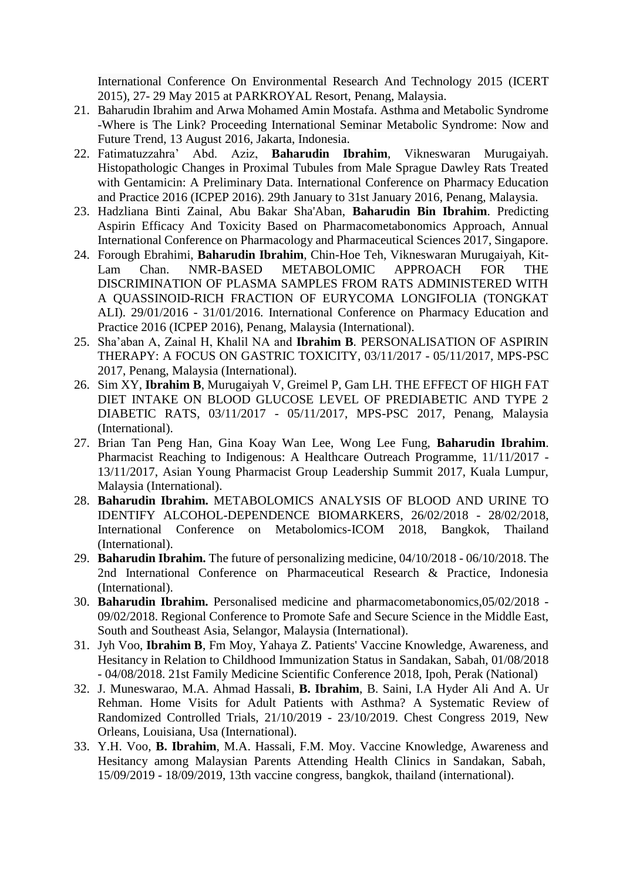International Conference On Environmental Research And Technology 2015 (ICERT 2015), 27- 29 May 2015 at PARKROYAL Resort, Penang, Malaysia.

21. Baharudin Ibrahim and Arwa Mohamed Amin Mostafa. Asthma and Metabolic Syndrome -Where is The Link? Proceeding International Seminar Metabolic Syndrome: Now and Future Trend, 13 August 2016, Jakarta, Indonesia.
22. Fatimatuzzahra' Abd. Aziz, **Baharudin Ibrahim**, Vikneswaran Murugaiyah. Histopathologic Changes in Proximal Tubules from Male Sprague Dawley Rats Treated with Gentamicin: A Preliminary Data. International Conference on Pharmacy Education and Practice 2016 (ICPEP 2016). 29th January to 31st January 2016, Penang, Malaysia.
23. Hadzliana Binti Zainal, Abu Bakar Sha'Aban, **Baharudin Bin Ibrahim**. Predicting Aspirin Efficacy And Toxicity Based on Pharmacometabonomics Approach, Annual International Conference on Pharmacology and Pharmaceutical Sciences 2017, Singapore.
24. Forough Ebrahimi, **Baharudin Ibrahim**, Chin-Hoe Teh, Vikneswaran Murugaiyah, Kit-Lam Chan. NMR-BASED METABOLOMIC APPROACH FOR THE DISCRIMINATION OF PLASMA SAMPLES FROM RATS ADMINISTERED WITH A QUASSINOID-RICH FRACTION OF EURYCOMA LONGIFOLIA (TONGKAT ALI). 29/01/2016 - 31/01/2016. International Conference on Pharmacy Education and Practice 2016 (ICPEP 2016), Penang, Malaysia (International).
25. Sha'aban A, Zainal H, Khalil NA and **Ibrahim B**. PERSONALISATION OF ASPIRIN THERAPY: A FOCUS ON GASTRIC TOXICITY, 03/11/2017 - 05/11/2017, MPS-PSC 2017, Penang, Malaysia (International).
26. Sim XY, **Ibrahim B**, Murugaiyah V, Greimel P, Gam LH. THE EFFECT OF HIGH FAT DIET INTAKE ON BLOOD GLUCOSE LEVEL OF PREDIABETIC AND TYPE 2 DIABETIC RATS, 03/11/2017 - 05/11/2017, MPS-PSC 2017, Penang, Malaysia (International).
27. Brian Tan Peng Han, Gina Koay Wan Lee, Wong Lee Fung, **Baharudin Ibrahim**. Pharmacist Reaching to Indigenous: A Healthcare Outreach Programme, 11/11/2017 - 13/11/2017, Asian Young Pharmacist Group Leadership Summit 2017, Kuala Lumpur, Malaysia (International).
28. **Baharudin Ibrahim.** METABOLOMICS ANALYSIS OF BLOOD AND URINE TO IDENTIFY ALCOHOL-DEPENDENCE BIOMARKERS, 26/02/2018 - 28/02/2018, International Conference on Metabolomics-ICOM 2018, Bangkok, Thailand (International).
29. **Baharudin Ibrahim.** The future of personalizing medicine, 04/10/2018 - 06/10/2018. The 2nd International Conference on Pharmaceutical Research & Practice, Indonesia (International).
30. **Baharudin Ibrahim.** Personalised medicine and pharmacometabonomics,05/02/2018 - 09/02/2018. Regional Conference to Promote Safe and Secure Science in the Middle East, South and Southeast Asia, Selangor, Malaysia (International).
31. Jyh Voo, **Ibrahim B**, Fm Moy, Yahaya Z. Patients' Vaccine Knowledge, Awareness, and Hesitancy in Relation to Childhood Immunization Status in Sandakan, Sabah, 01/08/2018 - 04/08/2018. 21st Family Medicine Scientific Conference 2018, Ipoh, Perak (National)
32. J. Muneswarao, M.A. Ahmad Hassali, **B. Ibrahim**, B. Saini, I.A Hyder Ali And A. Ur Rehman. Home Visits for Adult Patients with Asthma? A Systematic Review of Randomized Controlled Trials, 21/10/2019 - 23/10/2019. Chest Congress 2019, New Orleans, Louisiana, Usa (International).
33. Y.H. Voo, **B. Ibrahim**, M.A. Hassali, F.M. Moy. Vaccine Knowledge, Awareness and Hesitancy among Malaysian Parents Attending Health Clinics in Sandakan, Sabah, 15/09/2019 - 18/09/2019, 13th vaccine congress, bangkok, thailand (international).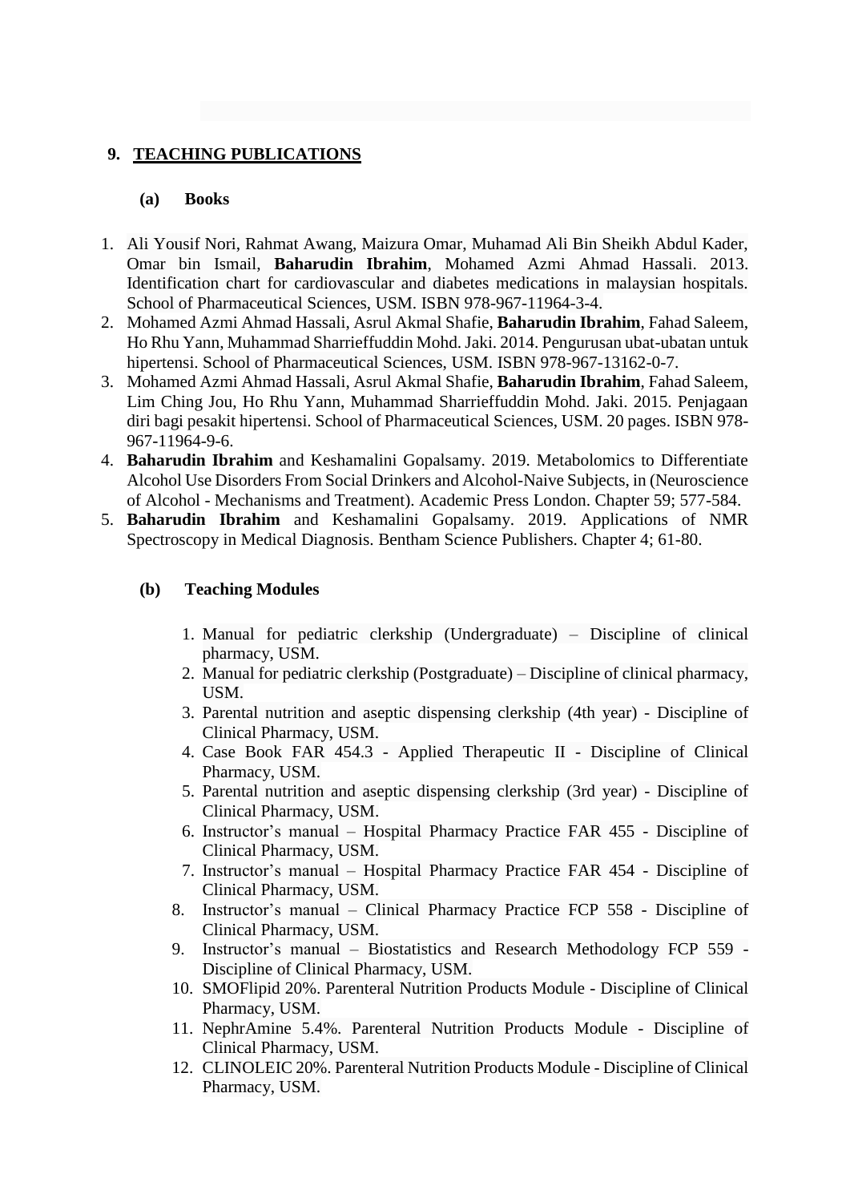## 9. TEACHING PUBLICATIONS

### (a) Books

1. Ali Yousif Nori, Rahmat Awang, Maizura Omar, Muhamad Ali Bin Sheikh Abdul Kader, Omar bin Ismail, **Baharudin Ibrahim**, Mohamed Azmi Ahmad Hassali. 2013. Identification chart for cardiovascular and diabetes medications in malaysian hospitals. School of Pharmaceutical Sciences, USM. ISBN 978-967-11964-3-4.
2. Mohamed Azmi Ahmad Hassali, Asrul Akmal Shafie, **Baharudin Ibrahim**, Fahad Saleem, Ho Rhu Yann, Muhammad Sharrieffuddin Mohd. Jaki. 2014. Pengurusan ubat-ubatan untuk hipertensi. School of Pharmaceutical Sciences, USM. ISBN 978-967-13162-0-7.
3. Mohamed Azmi Ahmad Hassali, Asrul Akmal Shafie, **Baharudin Ibrahim**, Fahad Saleem, Lim Ching Jou, Ho Rhu Yann, Muhammad Sharrieffuddin Mohd. Jaki. 2015. Penjagaan diri bagi pesakit hipertensi. School of Pharmaceutical Sciences, USM. 20 pages. ISBN 978-967-11964-9-6.
4. **Baharudin Ibrahim** and Keshamalini Gopalsamy. 2019. Metabolomics to Differentiate Alcohol Use Disorders From Social Drinkers and Alcohol-Naive Subjects, in (Neuroscience of Alcohol - Mechanisms and Treatment). Academic Press London. Chapter 59; 577-584.
5. **Baharudin Ibrahim** and Keshamalini Gopalsamy. 2019. Applications of NMR Spectroscopy in Medical Diagnosis. Bentham Science Publishers. Chapter 4; 61-80.

### (b) Teaching Modules

1. Manual for pediatric clerkship (Undergraduate) – Discipline of clinical pharmacy, USM.
2. Manual for pediatric clerkship (Postgraduate) – Discipline of clinical pharmacy, USM.
3. Parental nutrition and aseptic dispensing clerkship (4th year) - Discipline of Clinical Pharmacy, USM.
4. Case Book FAR 454.3 - Applied Therapeutic II - Discipline of Clinical Pharmacy, USM.
5. Parental nutrition and aseptic dispensing clerkship (3rd year) - Discipline of Clinical Pharmacy, USM.
6. Instructor's manual – Hospital Pharmacy Practice FAR 455 - Discipline of Clinical Pharmacy, USM.
7. Instructor's manual – Hospital Pharmacy Practice FAR 454 - Discipline of Clinical Pharmacy, USM.
8. Instructor's manual – Clinical Pharmacy Practice FCP 558 - Discipline of Clinical Pharmacy, USM.
9. Instructor's manual – Biostatistics and Research Methodology FCP 559 - Discipline of Clinical Pharmacy, USM.
10. SMOFlipid 20%. Parenteral Nutrition Products Module - Discipline of Clinical Pharmacy, USM.
11. NephrAmine 5.4%. Parenteral Nutrition Products Module - Discipline of Clinical Pharmacy, USM.
12. CLINOLEIC 20%. Parenteral Nutrition Products Module - Discipline of Clinical Pharmacy, USM.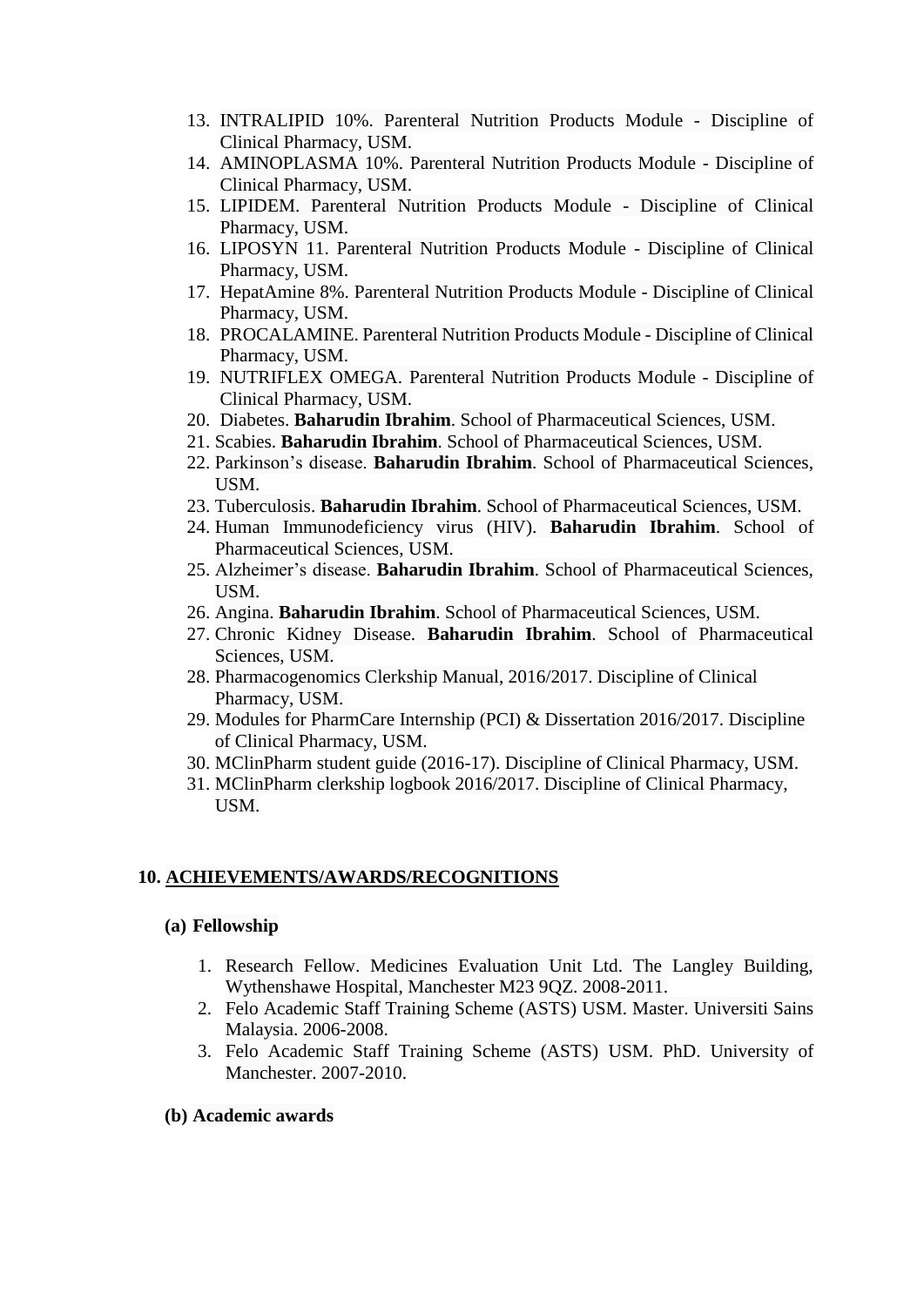13. INTRALIPID 10%. Parenteral Nutrition Products Module - Discipline of Clinical Pharmacy, USM.
14. AMINOPLASMA 10%. Parenteral Nutrition Products Module - Discipline of Clinical Pharmacy, USM.
15. LIPIDEM. Parenteral Nutrition Products Module - Discipline of Clinical Pharmacy, USM.
16. LIPOSYN 11. Parenteral Nutrition Products Module - Discipline of Clinical Pharmacy, USM.
17. HepatAmine 8%. Parenteral Nutrition Products Module - Discipline of Clinical Pharmacy, USM.
18. PROCALAMINE. Parenteral Nutrition Products Module - Discipline of Clinical Pharmacy, USM.
19. NUTRIFLEX OMEGA. Parenteral Nutrition Products Module - Discipline of Clinical Pharmacy, USM.
20. Diabetes. **Baharudin Ibrahim**. School of Pharmaceutical Sciences, USM.
21. Scabies. **Baharudin Ibrahim**. School of Pharmaceutical Sciences, USM.
22. Parkinson's disease. **Baharudin Ibrahim**. School of Pharmaceutical Sciences, USM.
23. Tuberculosis. **Baharudin Ibrahim**. School of Pharmaceutical Sciences, USM.
24. Human Immunodeficiency virus (HIV). **Baharudin Ibrahim**. School of Pharmaceutical Sciences, USM.
25. Alzheimer's disease. **Baharudin Ibrahim**. School of Pharmaceutical Sciences, USM.
26. Angina. **Baharudin Ibrahim**. School of Pharmaceutical Sciences, USM.
27. Chronic Kidney Disease. **Baharudin Ibrahim**. School of Pharmaceutical Sciences, USM.
28. Pharmacogenomics Clerkship Manual, 2016/2017. Discipline of Clinical Pharmacy, USM.
29. Modules for PharmCare Internship (PCI) & Dissertation 2016/2017. Discipline of Clinical Pharmacy, USM.
30. MClinPharm student guide (2016-17). Discipline of Clinical Pharmacy, USM.
31. MClinPharm clerkship logbook 2016/2017. Discipline of Clinical Pharmacy, USM.

## 10. ACHIEVEMENTS/AWARDS/RECOGNITIONS

### (a) Fellowship

1. Research Fellow. Medicines Evaluation Unit Ltd. The Langley Building, Wythenshawe Hospital, Manchester M23 9QZ. 2008-2011.
2. Felo Academic Staff Training Scheme (ASTS) USM. Master. Universiti Sains Malaysia. 2006-2008.
3. Felo Academic Staff Training Scheme (ASTS) USM. PhD. University of Manchester. 2007-2010.

### (b) Academic awards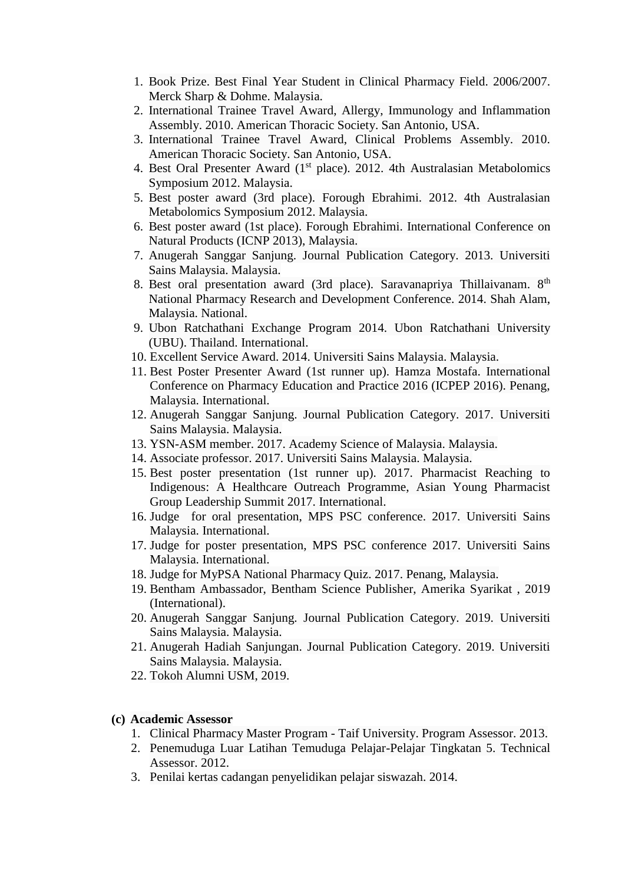1. Book Prize. Best Final Year Student in Clinical Pharmacy Field. 2006/2007. Merck Sharp & Dohme. Malaysia.
2. International Trainee Travel Award, Allergy, Immunology and Inflammation Assembly. 2010. American Thoracic Society. San Antonio, USA.
3. International Trainee Travel Award, Clinical Problems Assembly. 2010. American Thoracic Society. San Antonio, USA.
4. Best Oral Presenter Award (1st place). 2012. 4th Australasian Metabolomics Symposium 2012. Malaysia.
5. Best poster award (3rd place). Forough Ebrahimi. 2012. 4th Australasian Metabolomics Symposium 2012. Malaysia.
6. Best poster award (1st place). Forough Ebrahimi. International Conference on Natural Products (ICNP 2013), Malaysia.
7. Anugerah Sanggar Sanjung. Journal Publication Category. 2013. Universiti Sains Malaysia. Malaysia.
8. Best oral presentation award (3rd place). Saravanapriya Thillaivanam. 8th National Pharmacy Research and Development Conference. 2014. Shah Alam, Malaysia. National.
9. Ubon Ratchathani Exchange Program 2014. Ubon Ratchathani University (UBU). Thailand. International.
10. Excellent Service Award. 2014. Universiti Sains Malaysia. Malaysia.
11. Best Poster Presenter Award (1st runner up). Hamza Mostafa. International Conference on Pharmacy Education and Practice 2016 (ICPEP 2016). Penang, Malaysia. International.
12. Anugerah Sanggar Sanjung. Journal Publication Category. 2017. Universiti Sains Malaysia. Malaysia.
13. YSN-ASM member. 2017. Academy Science of Malaysia. Malaysia.
14. Associate professor. 2017. Universiti Sains Malaysia. Malaysia.
15. Best poster presentation (1st runner up). 2017. Pharmacist Reaching to Indigenous: A Healthcare Outreach Programme, Asian Young Pharmacist Group Leadership Summit 2017. International.
16. Judge for oral presentation, MPS PSC conference. 2017. Universiti Sains Malaysia. International.
17. Judge for poster presentation, MPS PSC conference 2017. Universiti Sains Malaysia. International.
18. Judge for MyPSA National Pharmacy Quiz. 2017. Penang, Malaysia.
19. Bentham Ambassador, Bentham Science Publisher, Amerika Syarikat , 2019 (International).
20. Anugerah Sanggar Sanjung. Journal Publication Category. 2019. Universiti Sains Malaysia. Malaysia.
21. Anugerah Hadiah Sanjungan. Journal Publication Category. 2019. Universiti Sains Malaysia. Malaysia.
22. Tokoh Alumni USM, 2019.

**(c) Academic Assessor**

1. Clinical Pharmacy Master Program - Taif University. Program Assessor. 2013.
2. Penemuduga Luar Latihan Temuduga Pelajar-Pelajar Tingkatan 5. Technical Assessor. 2012.
3. Penilai kertas cadangan penyelidikan pelajar siswazah. 2014.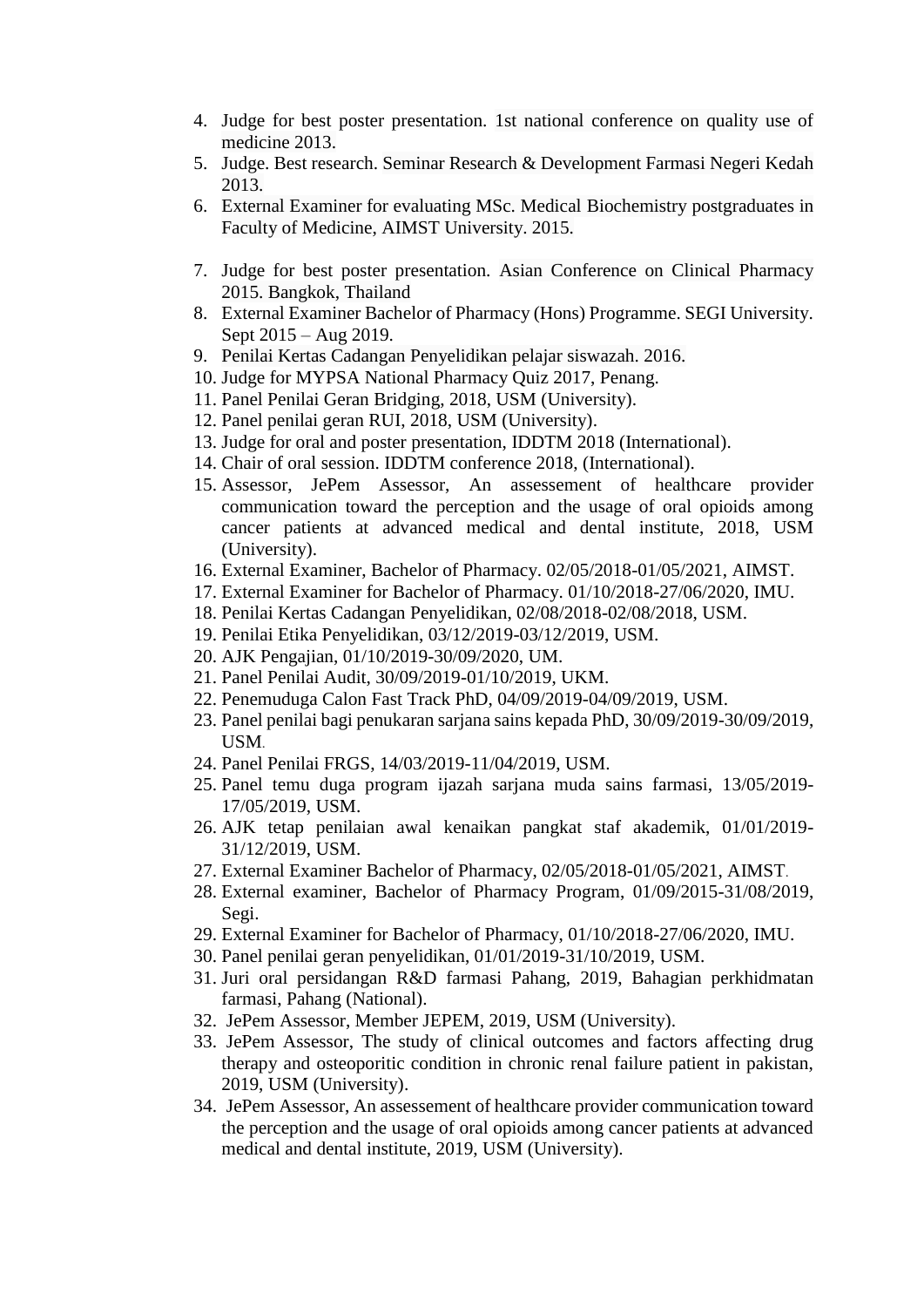4. Judge for best poster presentation. 1st national conference on quality use of medicine 2013.
5. Judge. Best research. Seminar Research & Development Farmasi Negeri Kedah 2013.
6. External Examiner for evaluating MSc. Medical Biochemistry postgraduates in Faculty of Medicine, AIMST University. 2015.

7. Judge for best poster presentation. Asian Conference on Clinical Pharmacy 2015. Bangkok, Thailand
8. External Examiner Bachelor of Pharmacy (Hons) Programme. SEGI University. Sept 2015 – Aug 2019.
9. Penilai Kertas Cadangan Penyelidikan pelajar siswazah. 2016.
10. Judge for MYPSA National Pharmacy Quiz 2017, Penang.
11. Panel Penilai Geran Bridging, 2018, USM (University).
12. Panel penilai geran RUI, 2018, USM (University).
13. Judge for oral and poster presentation, IDDTM 2018 (International).
14. Chair of oral session. IDDTM conference 2018, (International).
15. Assessor, JePem Assessor, An assessement of healthcare provider communication toward the perception and the usage of oral opioids among cancer patients at advanced medical and dental institute, 2018, USM (University).
16. External Examiner, Bachelor of Pharmacy. 02/05/2018-01/05/2021, AIMST.
17. External Examiner for Bachelor of Pharmacy. 01/10/2018-27/06/2020, IMU.
18. Penilai Kertas Cadangan Penyelidikan, 02/08/2018-02/08/2018, USM.
19. Penilai Etika Penyelidikan, 03/12/2019-03/12/2019, USM.
20. AJK Pengajian, 01/10/2019-30/09/2020, UM.
21. Panel Penilai Audit, 30/09/2019-01/10/2019, UKM.
22. Penemuduga Calon Fast Track PhD, 04/09/2019-04/09/2019, USM.
23. Panel penilai bagi penukaran sarjana sains kepada PhD, 30/09/2019-30/09/2019, USM.
24. Panel Penilai FRGS, 14/03/2019-11/04/2019, USM.
25. Panel temu duga program ijazah sarjana muda sains farmasi, 13/05/2019-17/05/2019, USM.
26. AJK tetap penilaian awal kenaikan pangkat staf akademik, 01/01/2019-31/12/2019, USM.
27. External Examiner Bachelor of Pharmacy, 02/05/2018-01/05/2021, AIMST.
28. External examiner, Bachelor of Pharmacy Program, 01/09/2015-31/08/2019, Segi.
29. External Examiner for Bachelor of Pharmacy, 01/10/2018-27/06/2020, IMU.
30. Panel penilai geran penyelidikan, 01/01/2019-31/10/2019, USM.
31. Juri oral persidangan R&D farmasi Pahang, 2019, Bahagian perkhidmatan farmasi, Pahang (National).
32. JePem Assessor, Member JEPEM, 2019, USM (University).
33. JePem Assessor, The study of clinical outcomes and factors affecting drug therapy and osteoporitic condition in chronic renal failure patient in pakistan, 2019, USM (University).
34. JePem Assessor, An assessement of healthcare provider communication toward the perception and the usage of oral opioids among cancer patients at advanced medical and dental institute, 2019, USM (University).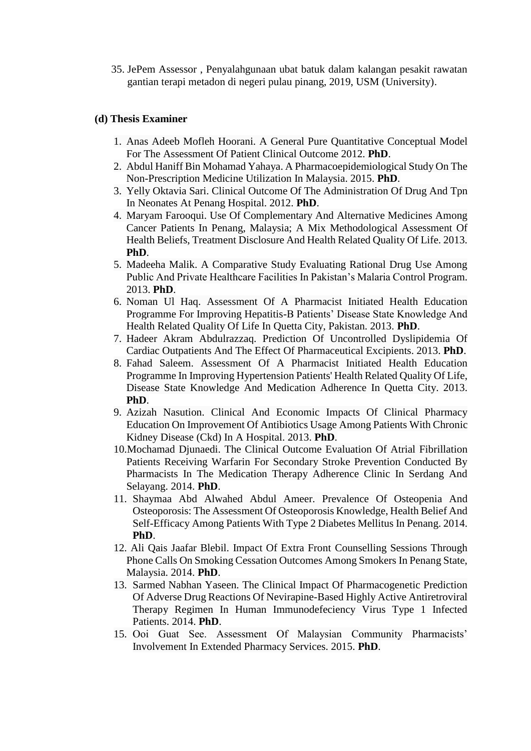35. JePem Assessor , Penyalahgunaan ubat batuk dalam kalangan pesakit rawatan gantian terapi metadon di negeri pulau pinang, 2019, USM (University).

**(d) Thesis Examiner**

1. Anas Adeeb Mofleh Hoorani. A General Pure Quantitative Conceptual Model For The Assessment Of Patient Clinical Outcome 2012. **PhD**.
2. Abdul Haniff Bin Mohamad Yahaya. A Pharmacoepidemiological Study On The Non-Prescription Medicine Utilization In Malaysia. 2015. **PhD**.
3. Yelly Oktavia Sari. Clinical Outcome Of The Administration Of Drug And Tpn In Neonates At Penang Hospital. 2012. **PhD**.
4. Maryam Farooqui. Use Of Complementary And Alternative Medicines Among Cancer Patients In Penang, Malaysia; A Mix Methodological Assessment Of Health Beliefs, Treatment Disclosure And Health Related Quality Of Life. 2013. **PhD**.
5. Madeeha Malik. A Comparative Study Evaluating Rational Drug Use Among Public And Private Healthcare Facilities In Pakistan's Malaria Control Program. 2013. **PhD**.
6. Noman Ul Haq. Assessment Of A Pharmacist Initiated Health Education Programme For Improving Hepatitis-B Patients' Disease State Knowledge And Health Related Quality Of Life In Quetta City, Pakistan. 2013. **PhD**.
7. Hadeer Akram Abdulrazzaq. Prediction Of Uncontrolled Dyslipidemia Of Cardiac Outpatients And The Effect Of Pharmaceutical Excipients. 2013. **PhD**.
8. Fahad Saleem. Assessment Of A Pharmacist Initiated Health Education Programme In Improving Hypertension Patients' Health Related Quality Of Life, Disease State Knowledge And Medication Adherence In Quetta City. 2013. **PhD**.
9. Azizah Nasution. Clinical And Economic Impacts Of Clinical Pharmacy Education On Improvement Of Antibiotics Usage Among Patients With Chronic Kidney Disease (Ckd) In A Hospital. 2013. **PhD**.
10. Mochamad Djunaedi. The Clinical Outcome Evaluation Of Atrial Fibrillation Patients Receiving Warfarin For Secondary Stroke Prevention Conducted By Pharmacists In The Medication Therapy Adherence Clinic In Serdang And Selayang. 2014. **PhD**.
11. Shaymaa Abd Alwahed Abdul Ameer. Prevalence Of Osteopenia And Osteoporosis: The Assessment Of Osteoporosis Knowledge, Health Belief And Self-Efficacy Among Patients With Type 2 Diabetes Mellitus In Penang. 2014. **PhD**.
12. Ali Qais Jaafar Blebil. Impact Of Extra Front Counselling Sessions Through Phone Calls On Smoking Cessation Outcomes Among Smokers In Penang State, Malaysia. 2014. **PhD**.
13. Sarmed Nabhan Yaseen. The Clinical Impact Of Pharmacogenetic Prediction Of Adverse Drug Reactions Of Nevirapine-Based Highly Active Antiretroviral Therapy Regimen In Human Immunodefeciency Virus Type 1 Infected Patients. 2014. **PhD**.

15. Ooi Guat See. Assessment Of Malaysian Community Pharmacists' Involvement In Extended Pharmacy Services. 2015. **PhD**.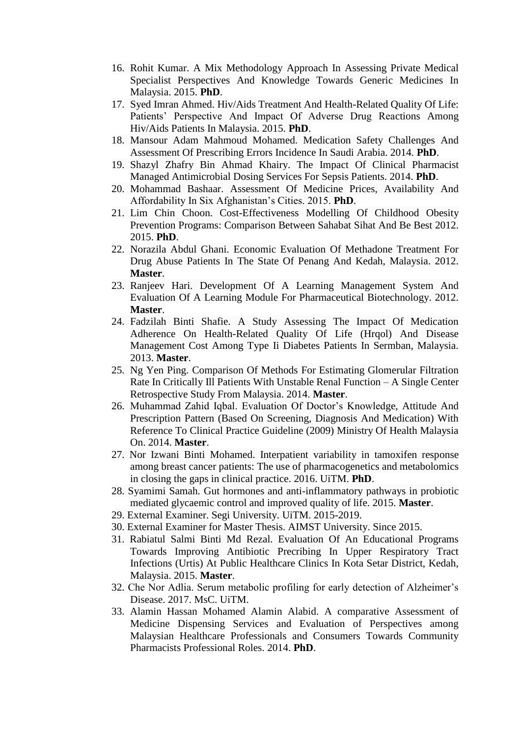16. Rohit Kumar. A Mix Methodology Approach In Assessing Private Medical Specialist Perspectives And Knowledge Towards Generic Medicines In Malaysia. 2015. **PhD**.
17. Syed Imran Ahmed. Hiv/Aids Treatment And Health-Related Quality Of Life: Patients' Perspective And Impact Of Adverse Drug Reactions Among Hiv/Aids Patients In Malaysia. 2015. **PhD**.
18. Mansour Adam Mahmoud Mohamed. Medication Safety Challenges And Assessment Of Prescribing Errors Incidence In Saudi Arabia. 2014. **PhD**.
19. Shazyl Zhafry Bin Ahmad Khairy. The Impact Of Clinical Pharmacist Managed Antimicrobial Dosing Services For Sepsis Patients. 2014. **PhD**.
20. Mohammad Bashaar. Assessment Of Medicine Prices, Availability And Affordability In Six Afghanistan's Cities. 2015. **PhD**.
21. Lim Chin Choon. Cost-Effectiveness Modelling Of Childhood Obesity Prevention Programs: Comparison Between Sahabat Sihat And Be Best 2012. 2015. **PhD**.
22. Norazila Abdul Ghani. Economic Evaluation Of Methadone Treatment For Drug Abuse Patients In The State Of Penang And Kedah, Malaysia. 2012. **Master**.
23. Ranjeev Hari. Development Of A Learning Management System And Evaluation Of A Learning Module For Pharmaceutical Biotechnology. 2012. **Master**.
24. Fadzilah Binti Shafie. A Study Assessing The Impact Of Medication Adherence On Health-Related Quality Of Life (Hrqol) And Disease Management Cost Among Type Ii Diabetes Patients In Sermban, Malaysia. 2013. **Master**.
25. Ng Yen Ping. Comparison Of Methods For Estimating Glomerular Filtration Rate In Critically Ill Patients With Unstable Renal Function – A Single Center Retrospective Study From Malaysia. 2014. **Master**.
26. Muhammad Zahid Iqbal. Evaluation Of Doctor's Knowledge, Attitude And Prescription Pattern (Based On Screening, Diagnosis And Medication) With Reference To Clinical Practice Guideline (2009) Ministry Of Health Malaysia On. 2014. **Master**.
27. Nor Izwani Binti Mohamed. Interpatient variability in tamoxifen response among breast cancer patients: The use of pharmacogenetics and metabolomics in closing the gaps in clinical practice. 2016. UiTM. **PhD**.
28. Syamimi Samah. Gut hormones and anti-inflammatory pathways in probiotic mediated glycaemic control and improved quality of life. 2015. **Master**.
29. External Examiner. Segi University. UiTM. 2015-2019.
30. External Examiner for Master Thesis. AIMST University. Since 2015.
31. Rabiatul Salmi Binti Md Rezal. Evaluation Of An Educational Programs Towards Improving Antibiotic Precribing In Upper Respiratory Tract Infections (Urtis) At Public Healthcare Clinics In Kota Setar District, Kedah, Malaysia. 2015. **Master**.
32. Che Nor Adlia. Serum metabolic profiling for early detection of Alzheimer's Disease. 2017. MsC. UiTM.
33. Alamin Hassan Mohamed Alamin Alabid. A comparative Assessment of Medicine Dispensing Services and Evaluation of Perspectives among Malaysian Healthcare Professionals and Consumers Towards Community Pharmacists Professional Roles. 2014. **PhD**.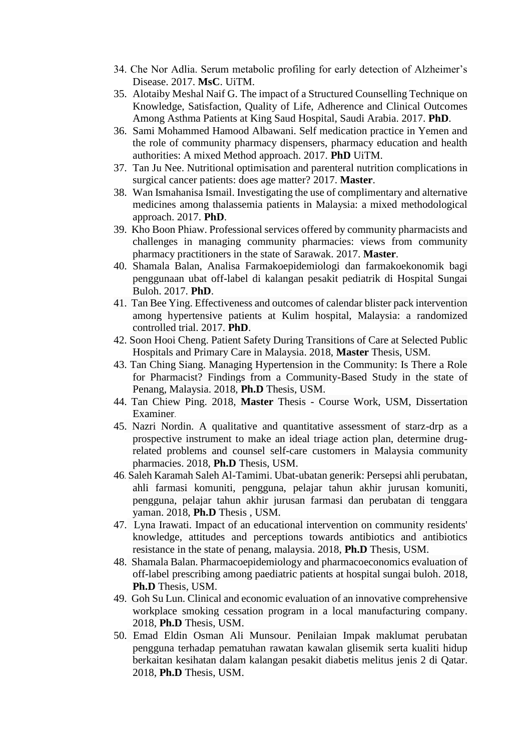34. Che Nor Adlia. Serum metabolic profiling for early detection of Alzheimer's Disease. 2017. **MsC**. UiTM.
35. Alotaiby Meshal Naif G. The impact of a Structured Counselling Technique on Knowledge, Satisfaction, Quality of Life, Adherence and Clinical Outcomes Among Asthma Patients at King Saud Hospital, Saudi Arabia. 2017. **PhD**.
36. Sami Mohammed Hamood Albawani. Self medication practice in Yemen and the role of community pharmacy dispensers, pharmacy education and health authorities: A mixed Method approach. 2017. **PhD** UiTM.
37. Tan Ju Nee. Nutritional optimisation and parenteral nutrition complications in surgical cancer patients: does age matter? 2017. **Master**.
38. Wan Ismahanisa Ismail. Investigating the use of complimentary and alternative medicines among thalassemia patients in Malaysia: a mixed methodological approach. 2017. **PhD**.
39. Kho Boon Phiaw. Professional services offered by community pharmacists and challenges in managing community pharmacies: views from community pharmacy practitioners in the state of Sarawak. 2017. **Master**.
40. Shamala Balan, Analisa Farmakoepidemiologi dan farmakoekonomik bagi penggunaan ubat off-label di kalangan pesakit pediatrik di Hospital Sungai Buloh. 2017. **PhD**.
41. Tan Bee Ying. Effectiveness and outcomes of calendar blister pack intervention among hypertensive patients at Kulim hospital, Malaysia: a randomized controlled trial. 2017. **PhD**.
42. Soon Hooi Cheng. Patient Safety During Transitions of Care at Selected Public Hospitals and Primary Care in Malaysia. 2018, **Master** Thesis, USM.
43. Tan Ching Siang. Managing Hypertension in the Community: Is There a Role for Pharmacist? Findings from a Community-Based Study in the state of Penang, Malaysia. 2018, **Ph.D** Thesis, USM.
44. Tan Chiew Ping. 2018, **Master** Thesis - Course Work, USM, Dissertation Examiner.
45. Nazri Nordin. A qualitative and quantitative assessment of starz-drp as a prospective instrument to make an ideal triage action plan, determine drug-related problems and counsel self-care customers in Malaysia community pharmacies. 2018, **Ph.D** Thesis, USM.
46. Saleh Karamah Saleh Al-Tamimi. Ubat-ubatan generik: Persepsi ahli perubatan, ahli farmasi komuniti, pengguna, pelajar tahun akhir jurusan komuniti, pengguna, pelajar tahun akhir jurusan farmasi dan perubatan di tenggara yaman. 2018, **Ph.D** Thesis , USM.
47. Lyna Irawati. Impact of an educational intervention on community residents' knowledge, attitudes and perceptions towards antibiotics and antibiotics resistance in the state of penang, malaysia. 2018, **Ph.D** Thesis, USM.
48. Shamala Balan. Pharmacoepidemiology and pharmacoeconomics evaluation of off-label prescribing among paediatric patients at hospital sungai buloh. 2018, **Ph.D** Thesis, USM.
49. Goh Su Lun. Clinical and economic evaluation of an innovative comprehensive workplace smoking cessation program in a local manufacturing company. 2018, **Ph.D** Thesis, USM.
50. Emad Eldin Osman Ali Munsour. Penilaian Impak maklumat perubatan pengguna terhadap pematuhan rawatan kawalan glisemik serta kualiti hidup berkaitan kesihatan dalam kalangan pesakit diabetis melitus jenis 2 di Qatar. 2018, **Ph.D** Thesis, USM.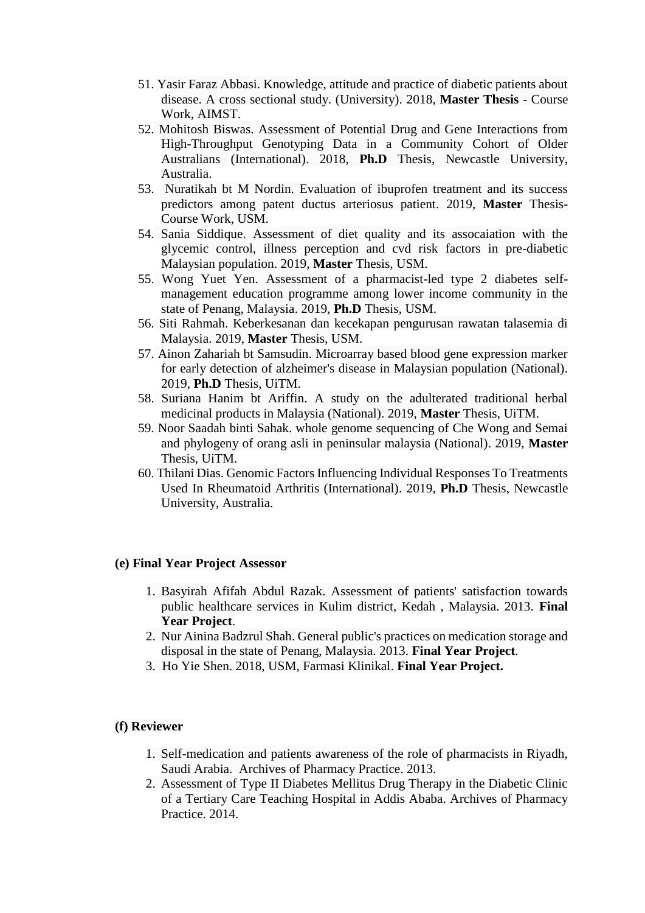51. Yasir Faraz Abbasi. Knowledge, attitude and practice of diabetic patients about disease. A cross sectional study. (University). 2018, **Master Thesis** - Course Work, AIMST.
52. Mohitosh Biswas. Assessment of Potential Drug and Gene Interactions from High-Throughput Genotyping Data in a Community Cohort of Older Australians (International). 2018, **Ph.D** Thesis, Newcastle University, Australia.
53. Nuratikah bt M Nordin. Evaluation of ibuprofen treatment and its success predictors among patent ductus arteriosus patient. 2019, **Master** Thesis-Course Work, USM.
54. Sania Siddique. Assessment of diet quality and its assocaiation with the glycemic control, illness perception and cvd risk factors in pre-diabetic Malaysian population. 2019, **Master** Thesis, USM.
55. Wong Yuet Yen. Assessment of a pharmacist-led type 2 diabetes self-management education programme among lower income community in the state of Penang, Malaysia. 2019, **Ph.D** Thesis, USM.
56. Siti Rahmah. Keberkesanan dan kecekapan pengurusan rawatan talasemia di Malaysia. 2019, **Master** Thesis, USM.
57. Ainon Zahariah bt Samsudin. Microarray based blood gene expression marker for early detection of alzheimer's disease in Malaysian population (National). 2019, **Ph.D** Thesis, UiTM.
58. Suriana Hanim bt Ariffin. A study on the adulterated traditional herbal medicinal products in Malaysia (National). 2019, **Master** Thesis, UiTM.
59. Noor Saadah binti Sahak. whole genome sequencing of Che Wong and Semai and phylogeny of orang asli in peninsular malaysia (National). 2019, **Master** Thesis, UiTM.
60. Thilani Dias. Genomic Factors Influencing Individual Responses To Treatments Used In Rheumatoid Arthritis (International). 2019, **Ph.D** Thesis, Newcastle University, Australia.

**(e) Final Year Project Assessor**

1. Basyirah Afifah Abdul Razak. Assessment of patients' satisfaction towards public healthcare services in Kulim district, Kedah , Malaysia. 2013. **Final Year Project**.
2. Nur Ainina Badzrul Shah. General public's practices on medication storage and disposal in the state of Penang, Malaysia. 2013. **Final Year Project**.
3. Ho Yie Shen. 2018, USM, Farmasi Klinikal. **Final Year Project.**

**(f) Reviewer**

1. Self-medication and patients awareness of the role of pharmacists in Riyadh, Saudi Arabia. Archives of Pharmacy Practice. 2013.
2. Assessment of Type II Diabetes Mellitus Drug Therapy in the Diabetic Clinic of a Tertiary Care Teaching Hospital in Addis Ababa. Archives of Pharmacy Practice. 2014.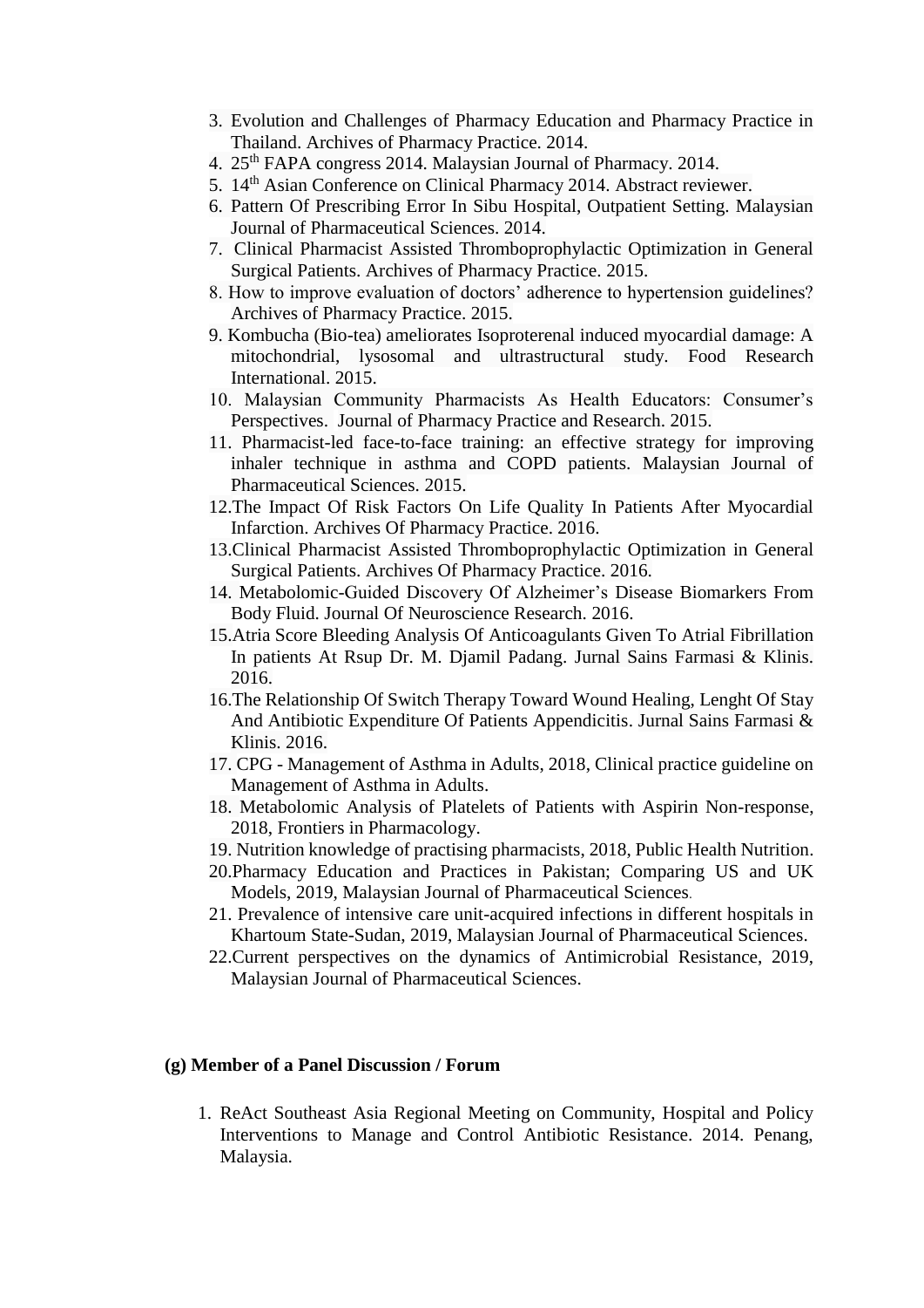3. Evolution and Challenges of Pharmacy Education and Pharmacy Practice in Thailand. Archives of Pharmacy Practice. 2014.
4. 25th FAPA congress 2014. Malaysian Journal of Pharmacy. 2014.
5. 14th Asian Conference on Clinical Pharmacy 2014. Abstract reviewer.
6. Pattern Of Prescribing Error In Sibu Hospital, Outpatient Setting. Malaysian Journal of Pharmaceutical Sciences. 2014.
7. Clinical Pharmacist Assisted Thromboprophylactic Optimization in General Surgical Patients. Archives of Pharmacy Practice. 2015.
8. How to improve evaluation of doctors' adherence to hypertension guidelines? Archives of Pharmacy Practice. 2015.
9. Kombucha (Bio-tea) ameliorates Isoproterenal induced myocardial damage: A mitochondrial, lysosomal and ultrastructural study. Food Research International. 2015.
10. Malaysian Community Pharmacists As Health Educators: Consumer's Perspectives. Journal of Pharmacy Practice and Research. 2015.
11. Pharmacist-led face-to-face training: an effective strategy for improving inhaler technique in asthma and COPD patients. Malaysian Journal of Pharmaceutical Sciences. 2015.
12. The Impact Of Risk Factors On Life Quality In Patients After Myocardial Infarction. Archives Of Pharmacy Practice. 2016.
13. Clinical Pharmacist Assisted Thromboprophylactic Optimization in General Surgical Patients. Archives Of Pharmacy Practice. 2016.
14. Metabolomic-Guided Discovery Of Alzheimer's Disease Biomarkers From Body Fluid. Journal Of Neuroscience Research. 2016.
15. Atria Score Bleeding Analysis Of Anticoagulants Given To Atrial Fibrillation In patients At Rsup Dr. M. Djamil Padang. Jurnal Sains Farmasi & Klinis. 2016.
16. The Relationship Of Switch Therapy Toward Wound Healing, Lenght Of Stay And Antibiotic Expenditure Of Patients Appendicitis. Jurnal Sains Farmasi & Klinis. 2016.
17. CPG - Management of Asthma in Adults, 2018, Clinical practice guideline on Management of Asthma in Adults.
18. Metabolomic Analysis of Platelets of Patients with Aspirin Non-response, 2018, Frontiers in Pharmacology.
19. Nutrition knowledge of practising pharmacists, 2018, Public Health Nutrition.
20. Pharmacy Education and Practices in Pakistan; Comparing US and UK Models, 2019, Malaysian Journal of Pharmaceutical Sciences.
21. Prevalence of intensive care unit-acquired infections in different hospitals in Khartoum State-Sudan, 2019, Malaysian Journal of Pharmaceutical Sciences.
22. Current perspectives on the dynamics of Antimicrobial Resistance, 2019, Malaysian Journal of Pharmaceutical Sciences.

**(g) Member of a Panel Discussion / Forum**

1. ReAct Southeast Asia Regional Meeting on Community, Hospital and Policy Interventions to Manage and Control Antibiotic Resistance. 2014. Penang, Malaysia.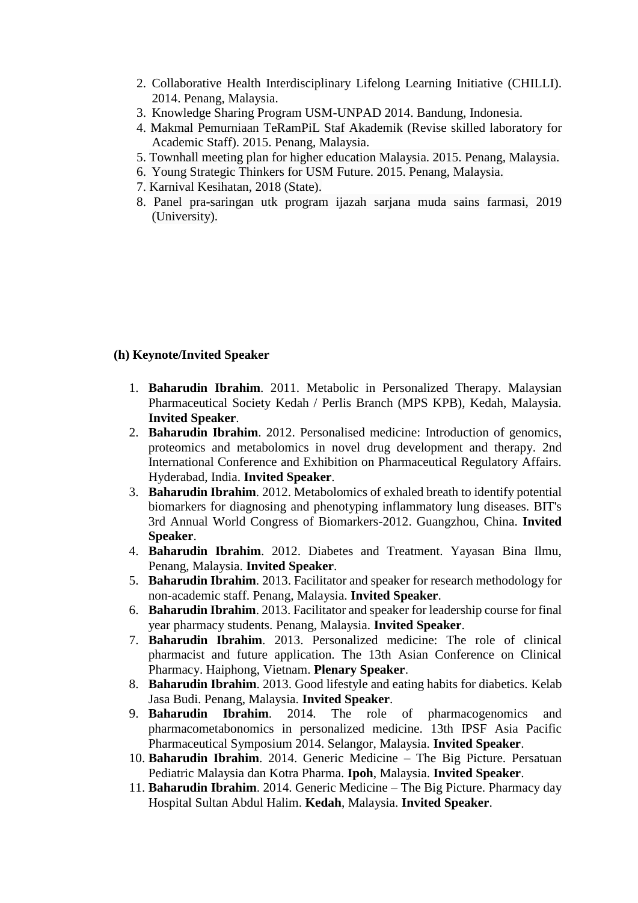2. Collaborative Health Interdisciplinary Lifelong Learning Initiative (CHILLI). 2014. Penang, Malaysia.
3. Knowledge Sharing Program USM-UNPAD 2014. Bandung, Indonesia.
4. Makmal Pemurniaan TeRamPiL Staf Akademik (Revise skilled laboratory for Academic Staff). 2015. Penang, Malaysia.
5. Townhall meeting plan for higher education Malaysia. 2015. Penang, Malaysia.
6. Young Strategic Thinkers for USM Future. 2015. Penang, Malaysia.
7. Karnival Kesihatan, 2018 (State).
8. Panel pra-saringan utk program ijazah sarjana muda sains farmasi, 2019 (University).

**(h) Keynote/Invited Speaker**

1. **Baharudin Ibrahim**. 2011. Metabolic in Personalized Therapy. Malaysian Pharmaceutical Society Kedah / Perlis Branch (MPS KPB), Kedah, Malaysia. **Invited Speaker**.
2. **Baharudin Ibrahim**. 2012. Personalised medicine: Introduction of genomics, proteomics and metabolomics in novel drug development and therapy. 2nd International Conference and Exhibition on Pharmaceutical Regulatory Affairs. Hyderabad, India. **Invited Speaker**.
3. **Baharudin Ibrahim**. 2012. Metabolomics of exhaled breath to identify potential biomarkers for diagnosing and phenotyping inflammatory lung diseases. BIT's 3rd Annual World Congress of Biomarkers-2012. Guangzhou, China. **Invited Speaker**.
4. **Baharudin Ibrahim**. 2012. Diabetes and Treatment. Yayasan Bina Ilmu, Penang, Malaysia. **Invited Speaker**.
5. **Baharudin Ibrahim**. 2013. Facilitator and speaker for research methodology for non-academic staff. Penang, Malaysia. **Invited Speaker**.
6. **Baharudin Ibrahim**. 2013. Facilitator and speaker for leadership course for final year pharmacy students. Penang, Malaysia. **Invited Speaker**.
7. **Baharudin Ibrahim**. 2013. Personalized medicine: The role of clinical pharmacist and future application. The 13th Asian Conference on Clinical Pharmacy. Haiphong, Vietnam. **Plenary Speaker**.
8. **Baharudin Ibrahim**. 2013. Good lifestyle and eating habits for diabetics. Kelab Jasa Budi. Penang, Malaysia. **Invited Speaker**.
9. **Baharudin Ibrahim**. 2014. The role of pharmacogenomics and pharmacometabonomics in personalized medicine. 13th IPSF Asia Pacific Pharmaceutical Symposium 2014. Selangor, Malaysia. **Invited Speaker**.
10. **Baharudin Ibrahim**. 2014. Generic Medicine – The Big Picture. Persatuan Pediatric Malaysia dan Kotra Pharma. **Ipoh**, Malaysia. **Invited Speaker**.
11. **Baharudin Ibrahim**. 2014. Generic Medicine – The Big Picture. Pharmacy day Hospital Sultan Abdul Halim. **Kedah**, Malaysia. **Invited Speaker**.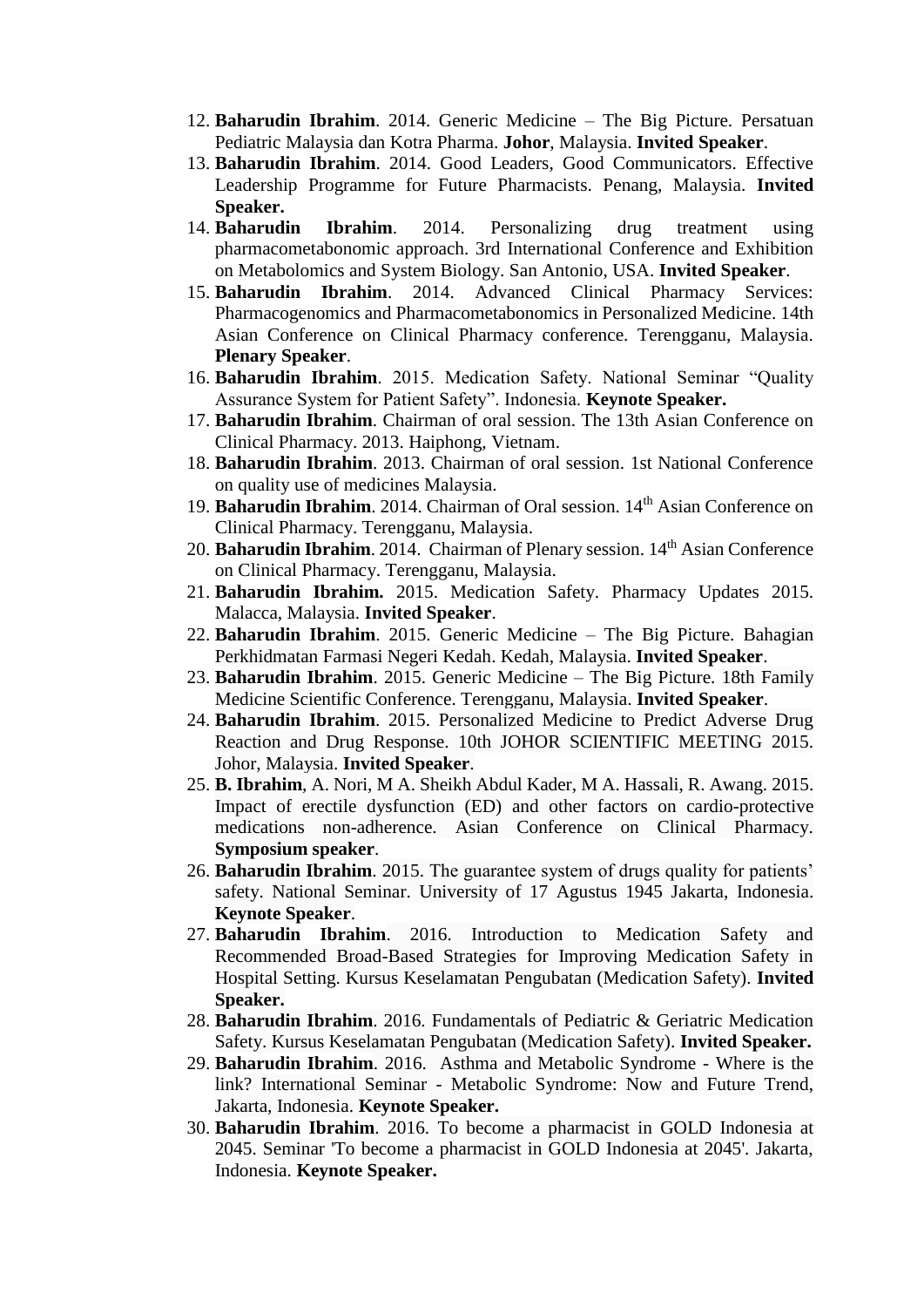12. **Baharudin Ibrahim**. 2014. Generic Medicine – The Big Picture. Persatuan Pediatric Malaysia dan Kotra Pharma. **Johor**, Malaysia. **Invited Speaker**.
13. **Baharudin Ibrahim**. 2014. Good Leaders, Good Communicators. Effective Leadership Programme for Future Pharmacists. Penang, Malaysia. **Invited Speaker.**
14. **Baharudin Ibrahim**. 2014. Personalizing drug treatment using pharmacometabonomic approach. 3rd International Conference and Exhibition on Metabolomics and System Biology. San Antonio, USA. **Invited Speaker**.
15. **Baharudin Ibrahim**. 2014. Advanced Clinical Pharmacy Services: Pharmacogenomics and Pharmacometabonomics in Personalized Medicine. 14th Asian Conference on Clinical Pharmacy conference. Terengganu, Malaysia. **Plenary Speaker**.
16. **Baharudin Ibrahim**. 2015. Medication Safety. National Seminar "Quality Assurance System for Patient Safety". Indonesia. **Keynote Speaker.**
17. **Baharudin Ibrahim**. Chairman of oral session. The 13th Asian Conference on Clinical Pharmacy. 2013. Haiphong, Vietnam.
18. **Baharudin Ibrahim**. 2013. Chairman of oral session. 1st National Conference on quality use of medicines Malaysia.
19. **Baharudin Ibrahim**. 2014. Chairman of Oral session. 14th Asian Conference on Clinical Pharmacy. Terengganu, Malaysia.
20. **Baharudin Ibrahim**. 2014. Chairman of Plenary session. 14th Asian Conference on Clinical Pharmacy. Terengganu, Malaysia.
21. **Baharudin Ibrahim.** 2015. Medication Safety. Pharmacy Updates 2015. Malacca, Malaysia. **Invited Speaker**.
22. **Baharudin Ibrahim**. 2015. Generic Medicine – The Big Picture. Bahagian Perkhidmatan Farmasi Negeri Kedah. Kedah, Malaysia. **Invited Speaker**.
23. **Baharudin Ibrahim**. 2015. Generic Medicine – The Big Picture. 18th Family Medicine Scientific Conference. Terengganu, Malaysia. **Invited Speaker**.
24. **Baharudin Ibrahim**. 2015. Personalized Medicine to Predict Adverse Drug Reaction and Drug Response. 10th JOHOR SCIENTIFIC MEETING 2015. Johor, Malaysia. **Invited Speaker**.
25. **B. Ibrahim**, A. Nori, M A. Sheikh Abdul Kader, M A. Hassali, R. Awang. 2015. Impact of erectile dysfunction (ED) and other factors on cardio-protective medications non-adherence. Asian Conference on Clinical Pharmacy. **Symposium speaker**.
26. **Baharudin Ibrahim**. 2015. The guarantee system of drugs quality for patients' safety. National Seminar. University of 17 Agustus 1945 Jakarta, Indonesia. **Keynote Speaker**.
27. **Baharudin Ibrahim**. 2016. Introduction to Medication Safety and Recommended Broad-Based Strategies for Improving Medication Safety in Hospital Setting. Kursus Keselamatan Pengubatan (Medication Safety). **Invited Speaker.**
28. **Baharudin Ibrahim**. 2016. Fundamentals of Pediatric & Geriatric Medication Safety. Kursus Keselamatan Pengubatan (Medication Safety). **Invited Speaker.**
29. **Baharudin Ibrahim**. 2016. Asthma and Metabolic Syndrome - Where is the link? International Seminar - Metabolic Syndrome: Now and Future Trend, Jakarta, Indonesia. **Keynote Speaker.**
30. **Baharudin Ibrahim**. 2016. To become a pharmacist in GOLD Indonesia at 2045. Seminar 'To become a pharmacist in GOLD Indonesia at 2045'. Jakarta, Indonesia. **Keynote Speaker.**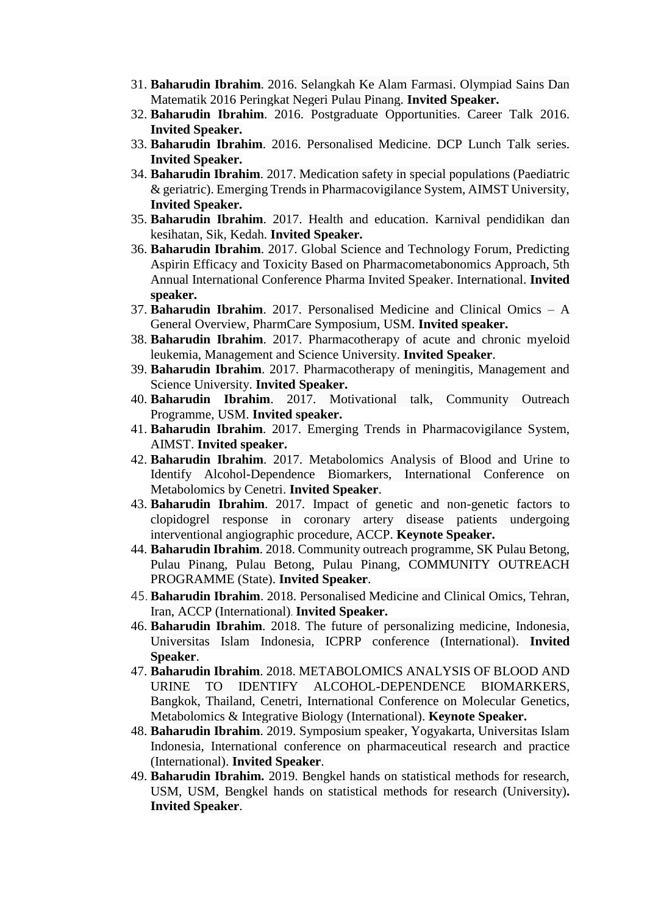31. **Baharudin Ibrahim**. 2016. Selangkah Ke Alam Farmasi. Olympiad Sains Dan Matematik 2016 Peringkat Negeri Pulau Pinang. **Invited Speaker.**
32. **Baharudin Ibrahim**. 2016. Postgraduate Opportunities. Career Talk 2016. **Invited Speaker.**
33. **Baharudin Ibrahim**. 2016. Personalised Medicine. DCP Lunch Talk series. **Invited Speaker.**
34. **Baharudin Ibrahim**. 2017. Medication safety in special populations (Paediatric & geriatric). Emerging Trends in Pharmacovigilance System, AIMST University, **Invited Speaker.**
35. **Baharudin Ibrahim**. 2017. Health and education. Karnival pendidikan dan kesihatan, Sik, Kedah. **Invited Speaker.**
36. **Baharudin Ibrahim**. 2017. Global Science and Technology Forum, Predicting Aspirin Efficacy and Toxicity Based on Pharmacometabonomics Approach, 5th Annual International Conference Pharma Invited Speaker. International. **Invited speaker.**
37. **Baharudin Ibrahim**. 2017. Personalised Medicine and Clinical Omics – A General Overview, PharmCare Symposium, USM. **Invited speaker.**
38. **Baharudin Ibrahim**. 2017. Pharmacotherapy of acute and chronic myeloid leukemia, Management and Science University. **Invited Speaker**.
39. **Baharudin Ibrahim**. 2017. Pharmacotherapy of meningitis, Management and Science University. **Invited Speaker.**
40. **Baharudin Ibrahim**. 2017. Motivational talk, Community Outreach Programme, USM. **Invited speaker.**
41. **Baharudin Ibrahim**. 2017. Emerging Trends in Pharmacovigilance System, AIMST. **Invited speaker.**
42. **Baharudin Ibrahim**. 2017. Metabolomics Analysis of Blood and Urine to Identify Alcohol-Dependence Biomarkers, International Conference on Metabolomics by Cenetri. **Invited Speaker**.
43. **Baharudin Ibrahim**. 2017. Impact of genetic and non-genetic factors to clopidogrel response in coronary artery disease patients undergoing interventional angiographic procedure, ACCP. **Keynote Speaker.**
44. **Baharudin Ibrahim**. 2018. Community outreach programme, SK Pulau Betong, Pulau Pinang, Pulau Betong, Pulau Pinang, COMMUNITY OUTREACH PROGRAMME (State). **Invited Speaker**.
45. **Baharudin Ibrahim**. 2018. Personalised Medicine and Clinical Omics, Tehran, Iran, ACCP (International). **Invited Speaker.**
46. **Baharudin Ibrahim**. 2018. The future of personalizing medicine, Indonesia, Universitas Islam Indonesia, ICPRP conference (International). **Invited Speaker**.
47. **Baharudin Ibrahim**. 2018. METABOLOMICS ANALYSIS OF BLOOD AND URINE TO IDENTIFY ALCOHOL-DEPENDENCE BIOMARKERS, Bangkok, Thailand, Cenetri, International Conference on Molecular Genetics, Metabolomics & Integrative Biology (International). **Keynote Speaker.**
48. **Baharudin Ibrahim**. 2019. Symposium speaker, Yogyakarta, Universitas Islam Indonesia, International conference on pharmaceutical research and practice (International). **Invited Speaker**.
49. **Baharudin Ibrahim.** 2019. Bengkel hands on statistical methods for research, USM, USM, Bengkel hands on statistical methods for research (University)**. Invited Speaker**.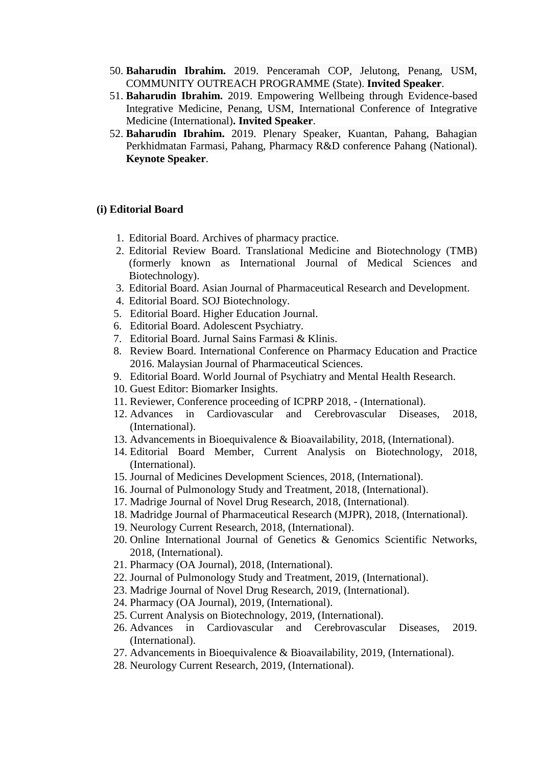50. **Baharudin Ibrahim.** 2019. Penceramah COP, Jelutong, Penang, USM, COMMUNITY OUTREACH PROGRAMME (State). **Invited Speaker**.
51. **Baharudin Ibrahim.** 2019. Empowering Wellbeing through Evidence-based Integrative Medicine, Penang, USM, International Conference of Integrative Medicine (International)**. Invited Speaker**.
52. **Baharudin Ibrahim.** 2019. Plenary Speaker, Kuantan, Pahang, Bahagian Perkhidmatan Farmasi, Pahang, Pharmacy R&D conference Pahang (National). **Keynote Speaker**.

**(i) Editorial Board**

1. Editorial Board. Archives of pharmacy practice.
2. Editorial Review Board. Translational Medicine and Biotechnology (TMB) (formerly known as International Journal of Medical Sciences and Biotechnology).
3. Editorial Board. Asian Journal of Pharmaceutical Research and Development.
4. Editorial Board. SOJ Biotechnology.
5. Editorial Board. Higher Education Journal.
6. Editorial Board. Adolescent Psychiatry.
7. Editorial Board. Jurnal Sains Farmasi & Klinis.
8. Review Board. International Conference on Pharmacy Education and Practice 2016. Malaysian Journal of Pharmaceutical Sciences.
9. Editorial Board. World Journal of Psychiatry and Mental Health Research.
10. Guest Editor: Biomarker Insights.
11. Reviewer, Conference proceeding of ICPRP 2018, - (International).
12. Advances in Cardiovascular and Cerebrovascular Diseases, 2018, (International).
13. Advancements in Bioequivalence & Bioavailability, 2018, (International).
14. Editorial Board Member, Current Analysis on Biotechnology, 2018, (International).
15. Journal of Medicines Development Sciences, 2018, (International).
16. Journal of Pulmonology Study and Treatment, 2018, (International).
17. Madrige Journal of Novel Drug Research, 2018, (International).
18. Madridge Journal of Pharmaceutical Research (MJPR), 2018, (International).
19. Neurology Current Research, 2018, (International).
20. Online International Journal of Genetics & Genomics Scientific Networks, 2018, (International).
21. Pharmacy (OA Journal), 2018, (International).
22. Journal of Pulmonology Study and Treatment, 2019, (International).
23. Madrige Journal of Novel Drug Research, 2019, (International).
24. Pharmacy (OA Journal), 2019, (International).
25. Current Analysis on Biotechnology, 2019, (International).
26. Advances in Cardiovascular and Cerebrovascular Diseases, 2019. (International).
27. Advancements in Bioequivalence & Bioavailability, 2019, (International).
28. Neurology Current Research, 2019, (International).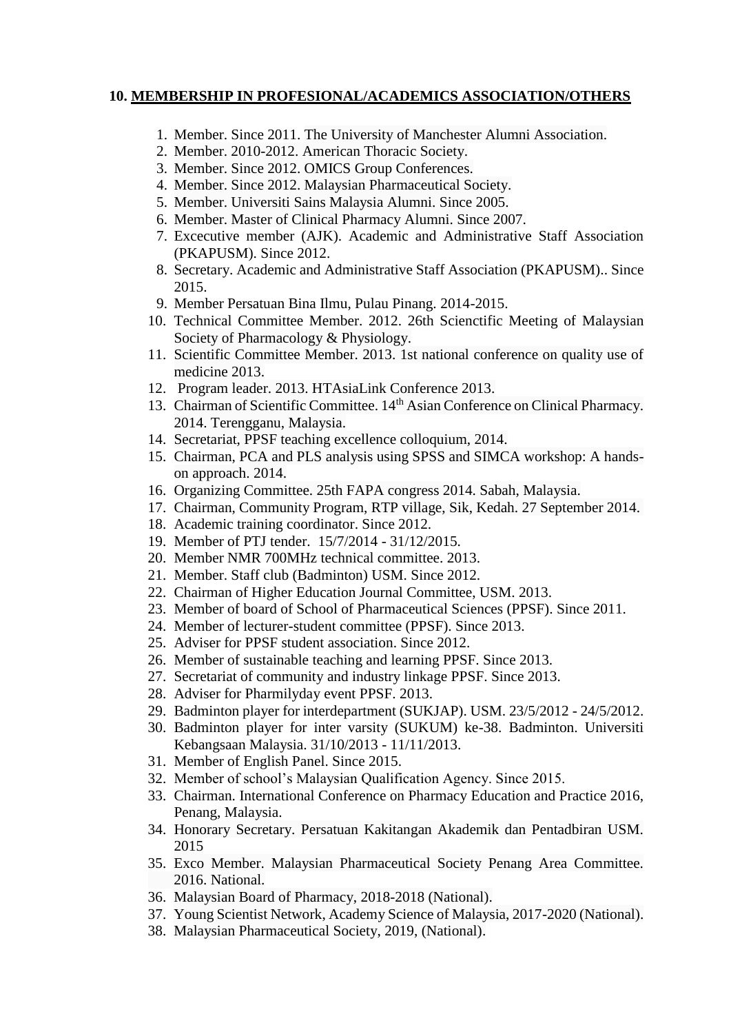**10. <u>MEMBERSHIP IN PROFESIONAL/ACADEMICS ASSOCIATION/OTHERS</u>**

1. Member. Since 2011. The University of Manchester Alumni Association.
2. Member. 2010-2012. American Thoracic Society.
3. Member. Since 2012. OMICS Group Conferences.
4. Member. Since 2012. Malaysian Pharmaceutical Society.
5. Member. Universiti Sains Malaysia Alumni. Since 2005.
6. Member. Master of Clinical Pharmacy Alumni. Since 2007.
7. Excecutive member (AJK). Academic and Administrative Staff Association (PKAPUSM). Since 2012.
8. Secretary. Academic and Administrative Staff Association (PKAPUSM).. Since 2015.
9. Member Persatuan Bina Ilmu, Pulau Pinang. 2014-2015.
10. Technical Committee Member. 2012. 26th Scienctific Meeting of Malaysian Society of Pharmacology & Physiology.
11. Scientific Committee Member. 2013. 1st national conference on quality use of medicine 2013.
12. Program leader. 2013. HTAsiaLink Conference 2013.
13. Chairman of Scientific Committee. 14th Asian Conference on Clinical Pharmacy. 2014. Terengganu, Malaysia.
14. Secretariat, PPSF teaching excellence colloquium, 2014.
15. Chairman, PCA and PLS analysis using SPSS and SIMCA workshop: A hands-on approach. 2014.
16. Organizing Committee. 25th FAPA congress 2014. Sabah, Malaysia.
17. Chairman, Community Program, RTP village, Sik, Kedah. 27 September 2014.
18. Academic training coordinator. Since 2012.
19. Member of PTJ tender. 15/7/2014 - 31/12/2015.
20. Member NMR 700MHz technical committee. 2013.
21. Member. Staff club (Badminton) USM. Since 2012.
22. Chairman of Higher Education Journal Committee, USM. 2013.
23. Member of board of School of Pharmaceutical Sciences (PPSF). Since 2011.
24. Member of lecturer-student committee (PPSF). Since 2013.
25. Adviser for PPSF student association. Since 2012.
26. Member of sustainable teaching and learning PPSF. Since 2013.
27. Secretariat of community and industry linkage PPSF. Since 2013.
28. Adviser for Pharmilyday event PPSF. 2013.
29. Badminton player for interdepartment (SUKJAP). USM. 23/5/2012 - 24/5/2012.
30. Badminton player for inter varsity (SUKUM) ke-38. Badminton. Universiti Kebangsaan Malaysia. 31/10/2013 - 11/11/2013.
31. Member of English Panel. Since 2015.
32. Member of school's Malaysian Qualification Agency. Since 2015.
33. Chairman. International Conference on Pharmacy Education and Practice 2016, Penang, Malaysia.
34. Honorary Secretary. Persatuan Kakitangan Akademik dan Pentadbiran USM. 2015
35. Exco Member. Malaysian Pharmaceutical Society Penang Area Committee. 2016. National.
36. Malaysian Board of Pharmacy, 2018-2018 (National).
37. Young Scientist Network, Academy Science of Malaysia, 2017-2020 (National).
38. Malaysian Pharmaceutical Society, 2019, (National).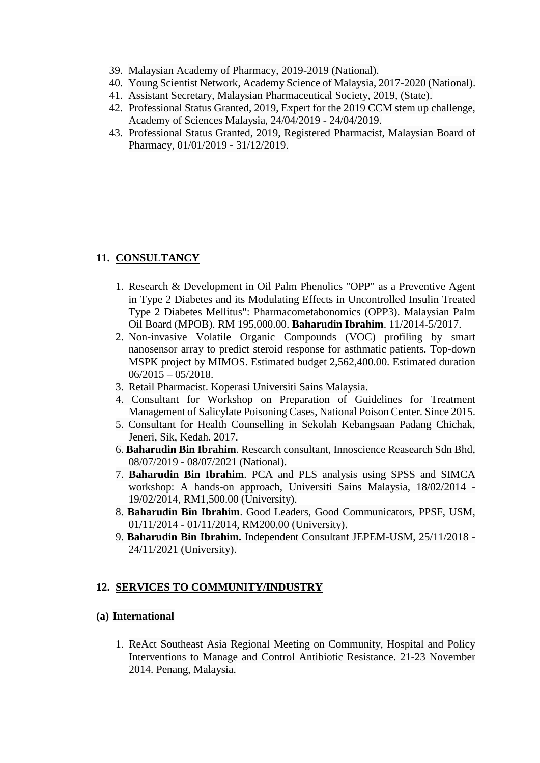39. Malaysian Academy of Pharmacy, 2019-2019 (National).
40. Young Scientist Network, Academy Science of Malaysia, 2017-2020 (National).
41. Assistant Secretary, Malaysian Pharmaceutical Society, 2019, (State).
42. Professional Status Granted, 2019, Expert for the 2019 CCM stem up challenge, Academy of Sciences Malaysia, 24/04/2019 - 24/04/2019.
43. Professional Status Granted, 2019, Registered Pharmacist, Malaysian Board of Pharmacy, 01/01/2019 - 31/12/2019.

## 11. CONSULTANCY

1. Research & Development in Oil Palm Phenolics "OPP" as a Preventive Agent in Type 2 Diabetes and its Modulating Effects in Uncontrolled Insulin Treated Type 2 Diabetes Mellitus": Pharmacometabonomics (OPP3). Malaysian Palm Oil Board (MPOB). RM 195,000.00. **Baharudin Ibrahim**. 11/2014-5/2017.
2. Non-invasive Volatile Organic Compounds (VOC) profiling by smart nanosensor array to predict steroid response for asthmatic patients. Top-down MSPK project by MIMOS. Estimated budget 2,562,400.00. Estimated duration 06/2015 – 05/2018.
3. Retail Pharmacist. Koperasi Universiti Sains Malaysia.
4. Consultant for Workshop on Preparation of Guidelines for Treatment Management of Salicylate Poisoning Cases, National Poison Center. Since 2015.
5. Consultant for Health Counselling in Sekolah Kebangsaan Padang Chichak, Jeneri, Sik, Kedah. 2017.
6. **Baharudin Bin Ibrahim**. Research consultant, Innoscience Reasearch Sdn Bhd, 08/07/2019 - 08/07/2021 (National).
7. **Baharudin Bin Ibrahim**. PCA and PLS analysis using SPSS and SIMCA workshop: A hands-on approach, Universiti Sains Malaysia, 18/02/2014 - 19/02/2014, RM1,500.00 (University).
8. **Baharudin Bin Ibrahim**. Good Leaders, Good Communicators, PPSF, USM, 01/11/2014 - 01/11/2014, RM200.00 (University).
9. **Baharudin Bin Ibrahim.** Independent Consultant JEPEM-USM, 25/11/2018 - 24/11/2021 (University).

## 12. SERVICES TO COMMUNITY/INDUSTRY

### (a) International

1. ReAct Southeast Asia Regional Meeting on Community, Hospital and Policy Interventions to Manage and Control Antibiotic Resistance. 21-23 November 2014. Penang, Malaysia.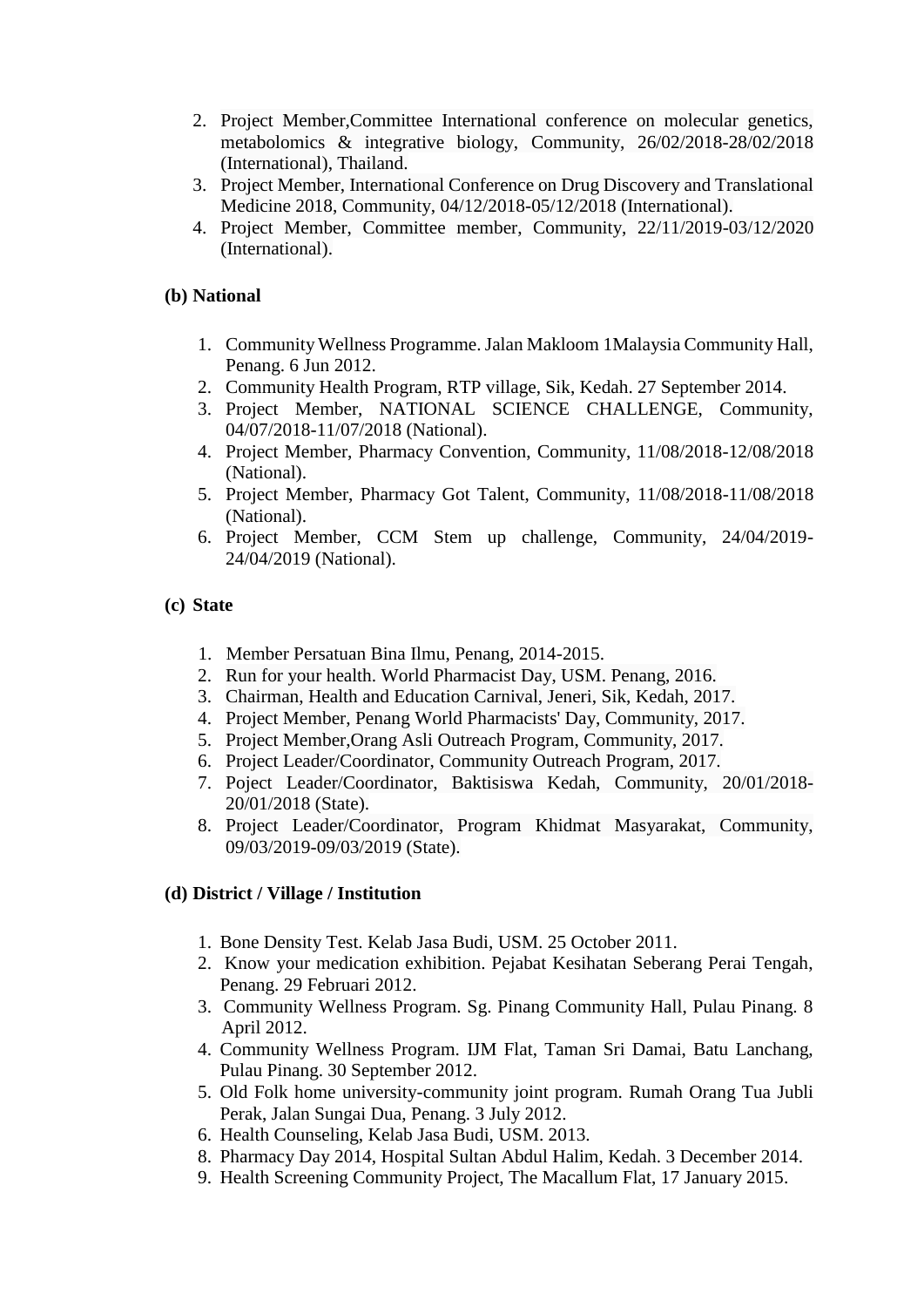2. Project Member,Committee International conference on molecular genetics, metabolomics & integrative biology, Community, 26/02/2018-28/02/2018 (International), Thailand.
3. Project Member, International Conference on Drug Discovery and Translational Medicine 2018, Community, 04/12/2018-05/12/2018 (International).
4. Project Member, Committee member, Community, 22/11/2019-03/12/2020 (International).

**(b) National**

1. Community Wellness Programme. Jalan Makloom 1Malaysia Community Hall, Penang. 6 Jun 2012.
2. Community Health Program, RTP village, Sik, Kedah. 27 September 2014.
3. Project Member, NATIONAL SCIENCE CHALLENGE, Community, 04/07/2018-11/07/2018 (National).
4. Project Member, Pharmacy Convention, Community, 11/08/2018-12/08/2018 (National).
5. Project Member, Pharmacy Got Talent, Community, 11/08/2018-11/08/2018 (National).
6. Project Member, CCM Stem up challenge, Community, 24/04/2019-24/04/2019 (National).

**(c) State**

1. Member Persatuan Bina Ilmu, Penang, 2014-2015.
2. Run for your health. World Pharmacist Day, USM. Penang, 2016.
3. Chairman, Health and Education Carnival, Jeneri, Sik, Kedah, 2017.
4. Project Member, Penang World Pharmacists' Day, Community, 2017.
5. Project Member,Orang Asli Outreach Program, Community, 2017.
6. Project Leader/Coordinator, Community Outreach Program, 2017.
7. Poject Leader/Coordinator, Baktisiswa Kedah, Community, 20/01/2018-20/01/2018 (State).
8. Project Leader/Coordinator, Program Khidmat Masyarakat, Community, 09/03/2019-09/03/2019 (State).

**(d) District / Village / Institution**

1. Bone Density Test. Kelab Jasa Budi, USM. 25 October 2011.
2. Know your medication exhibition. Pejabat Kesihatan Seberang Perai Tengah, Penang. 29 Februari 2012.
3. Community Wellness Program. Sg. Pinang Community Hall, Pulau Pinang. 8 April 2012.
4. Community Wellness Program. IJM Flat, Taman Sri Damai, Batu Lanchang, Pulau Pinang. 30 September 2012.
5. Old Folk home university-community joint program. Rumah Orang Tua Jubli Perak, Jalan Sungai Dua, Penang. 3 July 2012.
6. Health Counseling, Kelab Jasa Budi, USM. 2013.
8. Pharmacy Day 2014, Hospital Sultan Abdul Halim, Kedah. 3 December 2014.
9. Health Screening Community Project, The Macallum Flat, 17 January 2015.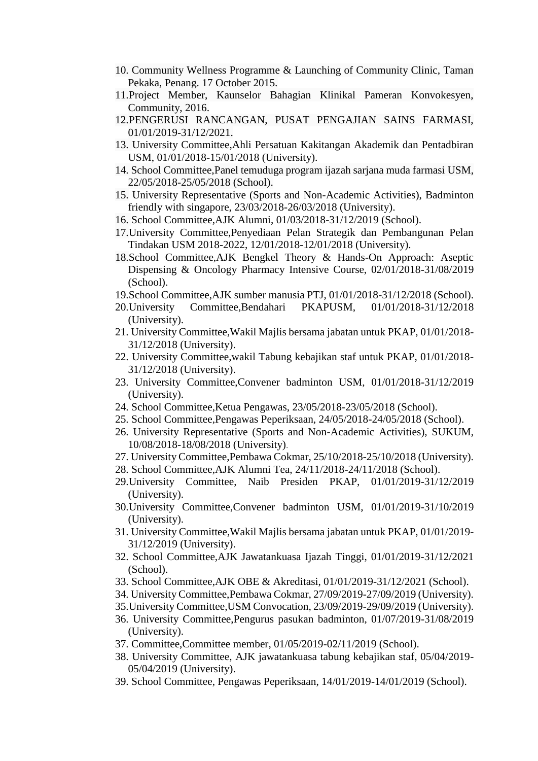10. Community Wellness Programme & Launching of Community Clinic, Taman Pekaka, Penang. 17 October 2015.
11. Project Member, Kaunselor Bahagian Klinikal Pameran Konvokesyen, Community, 2016.
12. PENGERUSI RANCANGAN, PUSAT PENGAJIAN SAINS FARMASI, 01/01/2019-31/12/2021.
13. University Committee,Ahli Persatuan Kakitangan Akademik dan Pentadbiran USM, 01/01/2018-15/01/2018 (University).
14. School Committee,Panel temuduga program ijazah sarjana muda farmasi USM, 22/05/2018-25/05/2018 (School).
15. University Representative (Sports and Non-Academic Activities), Badminton friendly with singapore, 23/03/2018-26/03/2018 (University).
16. School Committee,AJK Alumni, 01/03/2018-31/12/2019 (School).
17. University Committee,Penyediaan Pelan Strategik dan Pembangunan Pelan Tindakan USM 2018-2022, 12/01/2018-12/01/2018 (University).
18. School Committee,AJK Bengkel Theory & Hands-On Approach: Aseptic Dispensing & Oncology Pharmacy Intensive Course, 02/01/2018-31/08/2019 (School).
19. School Committee,AJK sumber manusia PTJ, 01/01/2018-31/12/2018 (School).
20. University Committee,Bendahari PKAPUSM, 01/01/2018-31/12/2018 (University).
21. University Committee,Wakil Majlis bersama jabatan untuk PKAP, 01/01/2018-31/12/2018 (University).
22. University Committee,wakil Tabung kebajikan staf untuk PKAP, 01/01/2018-31/12/2018 (University).
23. University Committee,Convener badminton USM, 01/01/2018-31/12/2019 (University).
24. School Committee,Ketua Pengawas, 23/05/2018-23/05/2018 (School).
25. School Committee,Pengawas Peperiksaan, 24/05/2018-24/05/2018 (School).
26. University Representative (Sports and Non-Academic Activities), SUKUM, 10/08/2018-18/08/2018 (University).
27. University Committee,Pembawa Cokmar, 25/10/2018-25/10/2018 (University).
28. School Committee,AJK Alumni Tea, 24/11/2018-24/11/2018 (School).
29. University Committee, Naib Presiden PKAP, 01/01/2019-31/12/2019 (University).
30. University Committee,Convener badminton USM, 01/01/2019-31/10/2019 (University).
31. University Committee,Wakil Majlis bersama jabatan untuk PKAP, 01/01/2019-31/12/2019 (University).
32. School Committee,AJK Jawatankuasa Ijazah Tinggi, 01/01/2019-31/12/2021 (School).
33. School Committee,AJK OBE & Akreditasi, 01/01/2019-31/12/2021 (School).
34. University Committee,Pembawa Cokmar, 27/09/2019-27/09/2019 (University).
35. University Committee,USM Convocation, 23/09/2019-29/09/2019 (University).
36. University Committee,Pengurus pasukan badminton, 01/07/2019-31/08/2019 (University).
37. Committee,Committee member, 01/05/2019-02/11/2019 (School).
38. University Committee, AJK jawatankuasa tabung kebajikan staf, 05/04/2019-05/04/2019 (University).
39. School Committee, Pengawas Peperiksaan, 14/01/2019-14/01/2019 (School).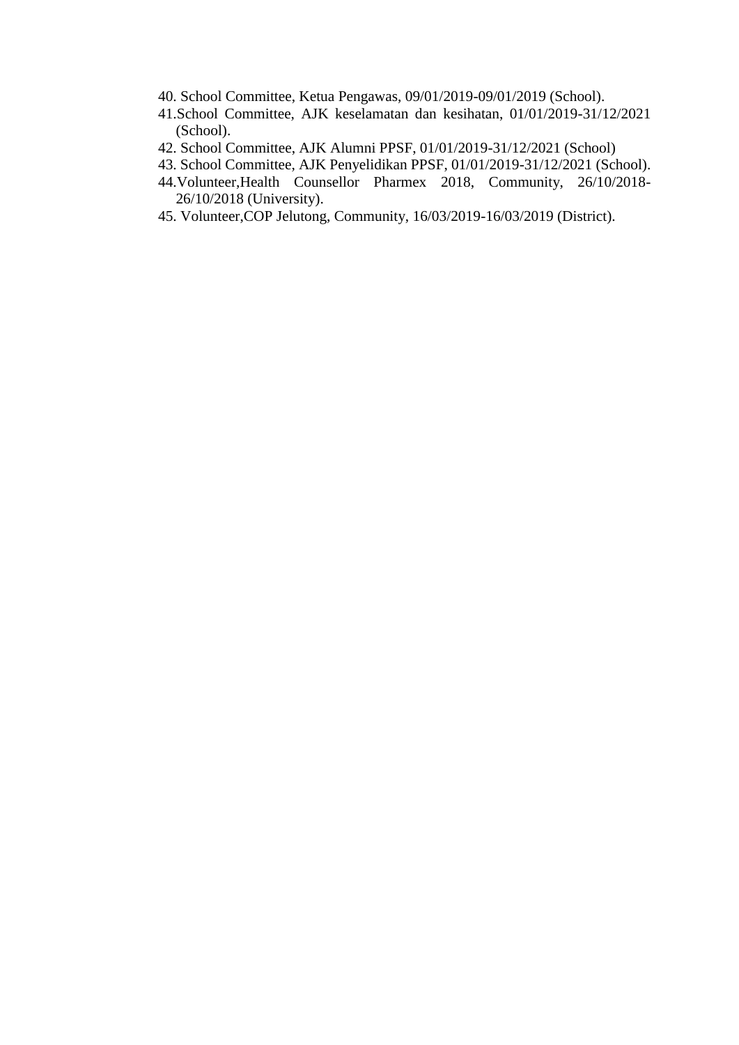40. School Committee, Ketua Pengawas, 09/01/2019-09/01/2019 (School).
41. School Committee, AJK keselamatan dan kesihatan, 01/01/2019-31/12/2021 (School).
42. School Committee, AJK Alumni PPSF, 01/01/2019-31/12/2021 (School)
43. School Committee, AJK Penyelidikan PPSF, 01/01/2019-31/12/2021 (School).
44. Volunteer,Health Counsellor Pharmex 2018, Community, 26/10/2018-26/10/2018 (University).
45. Volunteer,COP Jelutong, Community, 16/03/2019-16/03/2019 (District).